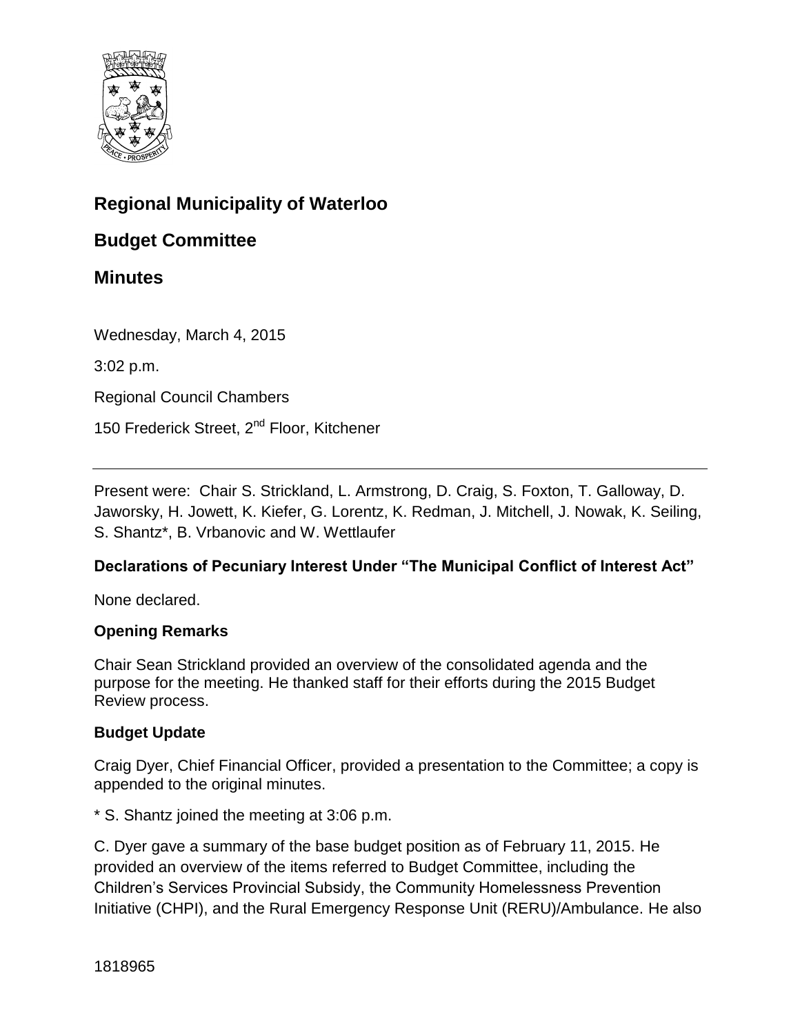# Regional Municipality of Waterloo

## Budget Committee

## Minutes

Wednesday, March 4, 2015

3:02 p.m.

Regional Council Chambers

150 Frederick Street, 2nd Floor, Kitchener

---

Present were: Chair S. Strickland, L. Armstrong, D. Craig, S. Foxton, T. Galloway, D. Jaworsky, H. Jowett, K. Kiefer, G. Lorentz, K. Redman, J. Mitchell, J. Nowak, K. Seiling, S. Shantz*, B. Vrbanovic and W. Wettlaufer

**Declarations of Pecuniary Interest Under "The Municipal Conflict of Interest Act"**

None declared.

**Opening Remarks**

Chair Sean Strickland provided an overview of the consolidated agenda and the purpose for the meeting. He thanked staff for their efforts during the 2015 Budget Review process.

**Budget Update**

Craig Dyer, Chief Financial Officer, provided a presentation to the Committee; a copy is appended to the original minutes.

* S. Shantz joined the meeting at 3:06 p.m.

C. Dyer gave a summary of the base budget position as of February 11, 2015. He provided an overview of the items referred to Budget Committee, including the Children's Services Provincial Subsidy, the Community Homelessness Prevention Initiative (CHPI), and the Rural Emergency Response Unit (RERU)/Ambulance. He also

1818965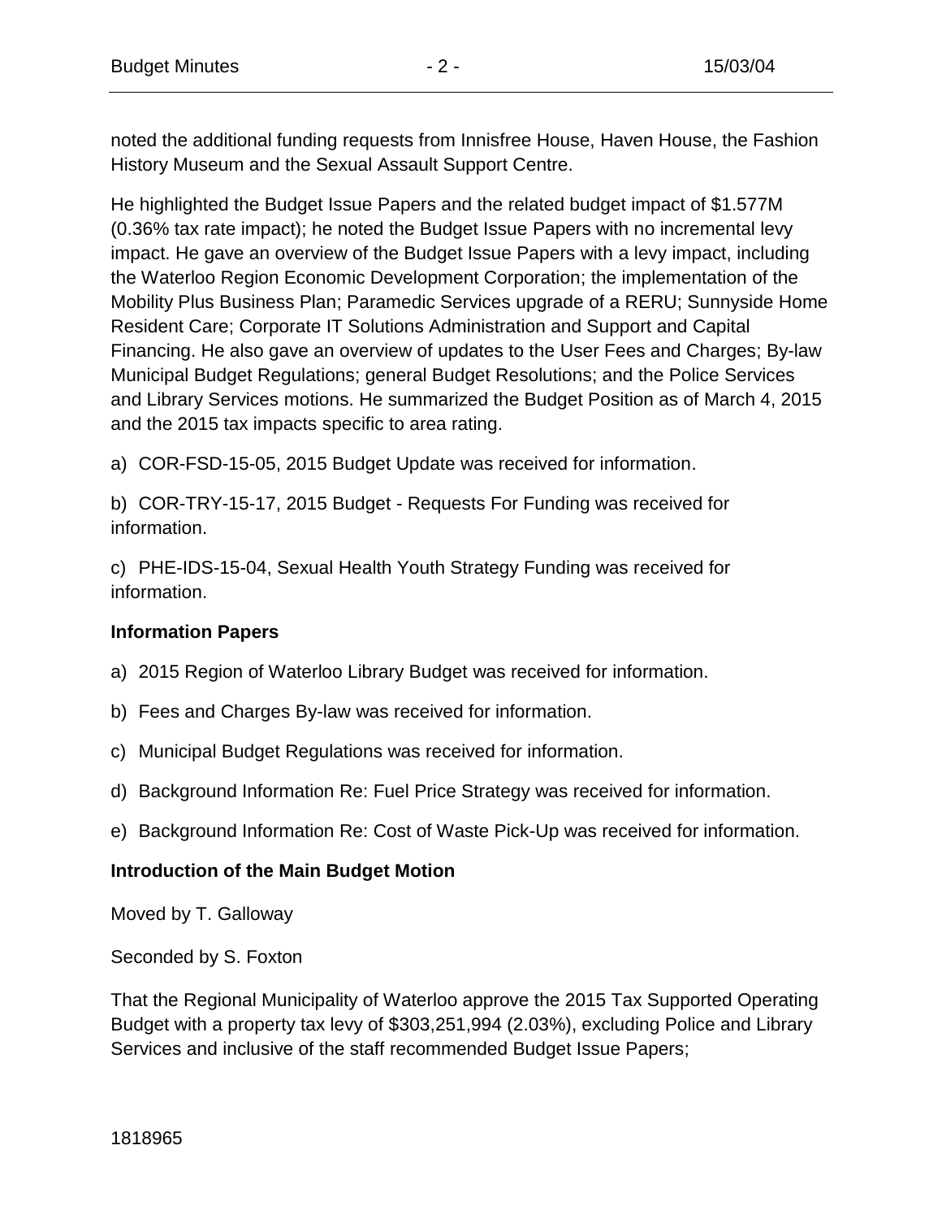noted the additional funding requests from Innisfree House, Haven House, the Fashion History Museum and the Sexual Assault Support Centre.

He highlighted the Budget Issue Papers and the related budget impact of $1.577M (0.36% tax rate impact); he noted the Budget Issue Papers with no incremental levy impact. He gave an overview of the Budget Issue Papers with a levy impact, including the Waterloo Region Economic Development Corporation; the implementation of the Mobility Plus Business Plan; Paramedic Services upgrade of a RERU; Sunnyside Home Resident Care; Corporate IT Solutions Administration and Support and Capital Financing. He also gave an overview of updates to the User Fees and Charges; By-law Municipal Budget Regulations; general Budget Resolutions; and the Police Services and Library Services motions. He summarized the Budget Position as of March 4, 2015 and the 2015 tax impacts specific to area rating.

a) COR-FSD-15-05, 2015 Budget Update was received for information.

b) COR-TRY-15-17, 2015 Budget - Requests For Funding was received for information.

c) PHE-IDS-15-04, Sexual Health Youth Strategy Funding was received for information.

**Information Papers**

a) 2015 Region of Waterloo Library Budget was received for information.

b) Fees and Charges By-law was received for information.

c) Municipal Budget Regulations was received for information.

d) Background Information Re: Fuel Price Strategy was received for information.

e) Background Information Re: Cost of Waste Pick-Up was received for information.

**Introduction of the Main Budget Motion**

Moved by T. Galloway

Seconded by S. Foxton

That the Regional Municipality of Waterloo approve the 2015 Tax Supported Operating Budget with a property tax levy of $303,251,994 (2.03%), excluding Police and Library Services and inclusive of the staff recommended Budget Issue Papers;

1818965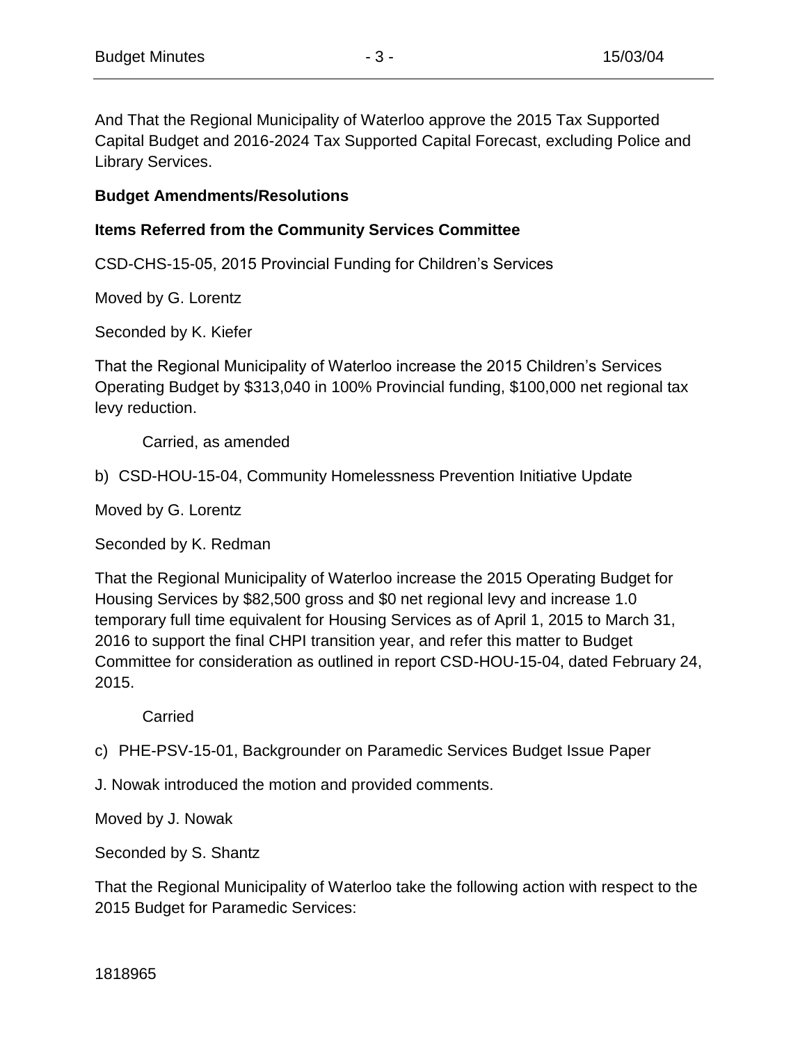And That the Regional Municipality of Waterloo approve the 2015 Tax Supported Capital Budget and 2016-2024 Tax Supported Capital Forecast, excluding Police and Library Services.

**Budget Amendments/Resolutions**

**Items Referred from the Community Services Committee**

CSD-CHS-15-05, 2015 Provincial Funding for Children's Services

Moved by G. Lorentz

Seconded by K. Kiefer

That the Regional Municipality of Waterloo increase the 2015 Children's Services Operating Budget by $313,040 in 100% Provincial funding, $100,000 net regional tax levy reduction.

Carried, as amended

b) CSD-HOU-15-04, Community Homelessness Prevention Initiative Update

Moved by G. Lorentz

Seconded by K. Redman

That the Regional Municipality of Waterloo increase the 2015 Operating Budget for Housing Services by $82,500 gross and $0 net regional levy and increase 1.0 temporary full time equivalent for Housing Services as of April 1, 2015 to March 31, 2016 to support the final CHPI transition year, and refer this matter to Budget Committee for consideration as outlined in report CSD-HOU-15-04, dated February 24, 2015.

Carried

c) PHE-PSV-15-01, Backgrounder on Paramedic Services Budget Issue Paper

J. Nowak introduced the motion and provided comments.

Moved by J. Nowak

Seconded by S. Shantz

That the Regional Municipality of Waterloo take the following action with respect to the 2015 Budget for Paramedic Services:

1818965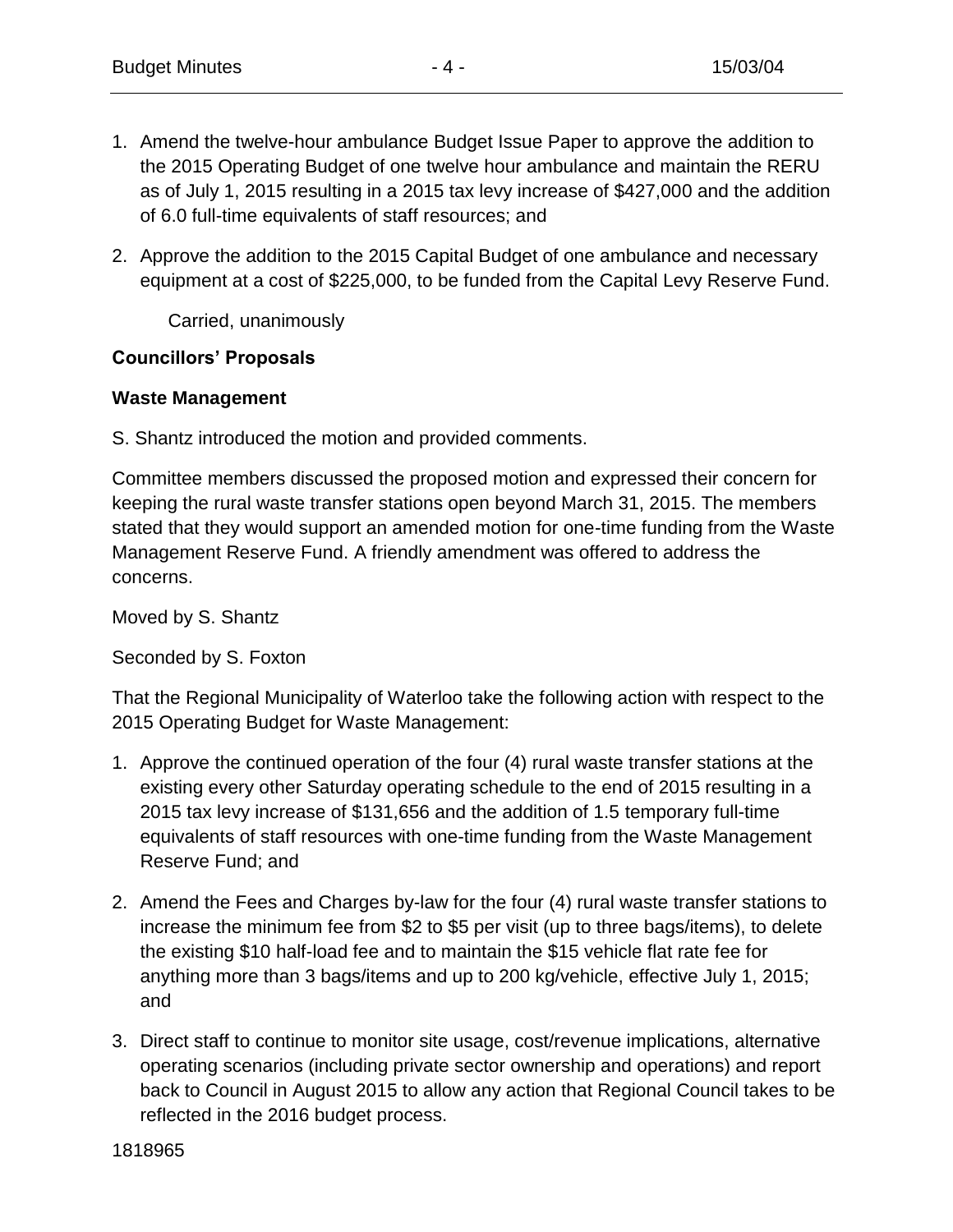1. Amend the twelve-hour ambulance Budget Issue Paper to approve the addition to the 2015 Operating Budget of one twelve hour ambulance and maintain the RERU as of July 1, 2015 resulting in a 2015 tax levy increase of $427,000 and the addition of 6.0 full-time equivalents of staff resources; and
2. Approve the addition to the 2015 Capital Budget of one ambulance and necessary equipment at a cost of $225,000, to be funded from the Capital Levy Reserve Fund.

Carried, unanimously

**Councillors' Proposals**

**Waste Management**

S. Shantz introduced the motion and provided comments.

Committee members discussed the proposed motion and expressed their concern for keeping the rural waste transfer stations open beyond March 31, 2015. The members stated that they would support an amended motion for one-time funding from the Waste Management Reserve Fund. A friendly amendment was offered to address the concerns.

Moved by S. Shantz

Seconded by S. Foxton

That the Regional Municipality of Waterloo take the following action with respect to the 2015 Operating Budget for Waste Management:

1. Approve the continued operation of the four (4) rural waste transfer stations at the existing every other Saturday operating schedule to the end of 2015 resulting in a 2015 tax levy increase of $131,656 and the addition of 1.5 temporary full-time equivalents of staff resources with one-time funding from the Waste Management Reserve Fund; and
2. Amend the Fees and Charges by-law for the four (4) rural waste transfer stations to increase the minimum fee from $2 to $5 per visit (up to three bags/items), to delete the existing $10 half-load fee and to maintain the $15 vehicle flat rate fee for anything more than 3 bags/items and up to 200 kg/vehicle, effective July 1, 2015; and
3. Direct staff to continue to monitor site usage, cost/revenue implications, alternative operating scenarios (including private sector ownership and operations) and report back to Council in August 2015 to allow any action that Regional Council takes to be reflected in the 2016 budget process.

1818965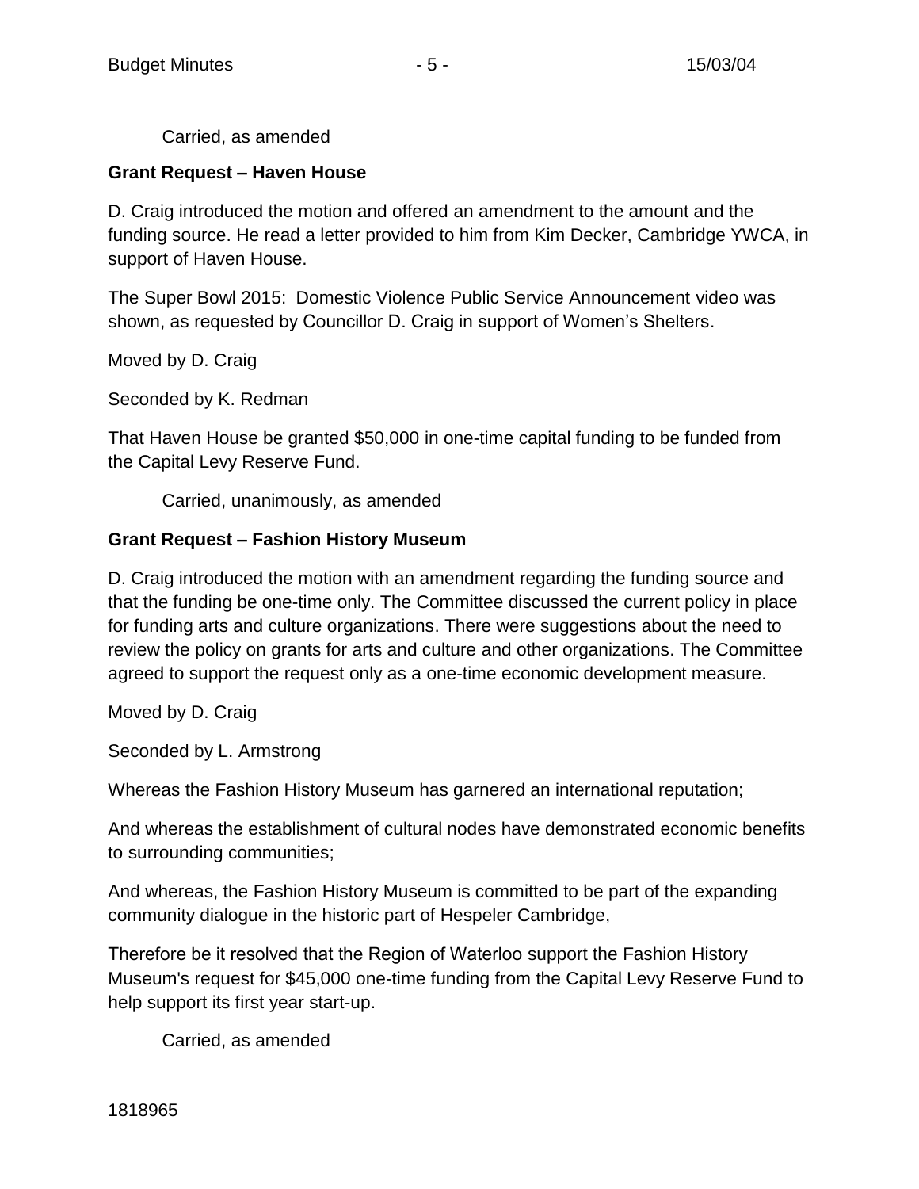Carried, as amended

**Grant Request – Haven House**

D. Craig introduced the motion and offered an amendment to the amount and the funding source. He read a letter provided to him from Kim Decker, Cambridge YWCA, in support of Haven House.

The Super Bowl 2015: Domestic Violence Public Service Announcement video was shown, as requested by Councillor D. Craig in support of Women's Shelters.

Moved by D. Craig

Seconded by K. Redman

That Haven House be granted $50,000 in one-time capital funding to be funded from the Capital Levy Reserve Fund.

Carried, unanimously, as amended

**Grant Request – Fashion History Museum**

D. Craig introduced the motion with an amendment regarding the funding source and that the funding be one-time only. The Committee discussed the current policy in place for funding arts and culture organizations. There were suggestions about the need to review the policy on grants for arts and culture and other organizations. The Committee agreed to support the request only as a one-time economic development measure.

Moved by D. Craig

Seconded by L. Armstrong

Whereas the Fashion History Museum has garnered an international reputation;

And whereas the establishment of cultural nodes have demonstrated economic benefits to surrounding communities;

And whereas, the Fashion History Museum is committed to be part of the expanding community dialogue in the historic part of Hespeler Cambridge,

Therefore be it resolved that the Region of Waterloo support the Fashion History Museum's request for $45,000 one-time funding from the Capital Levy Reserve Fund to help support its first year start-up.

Carried, as amended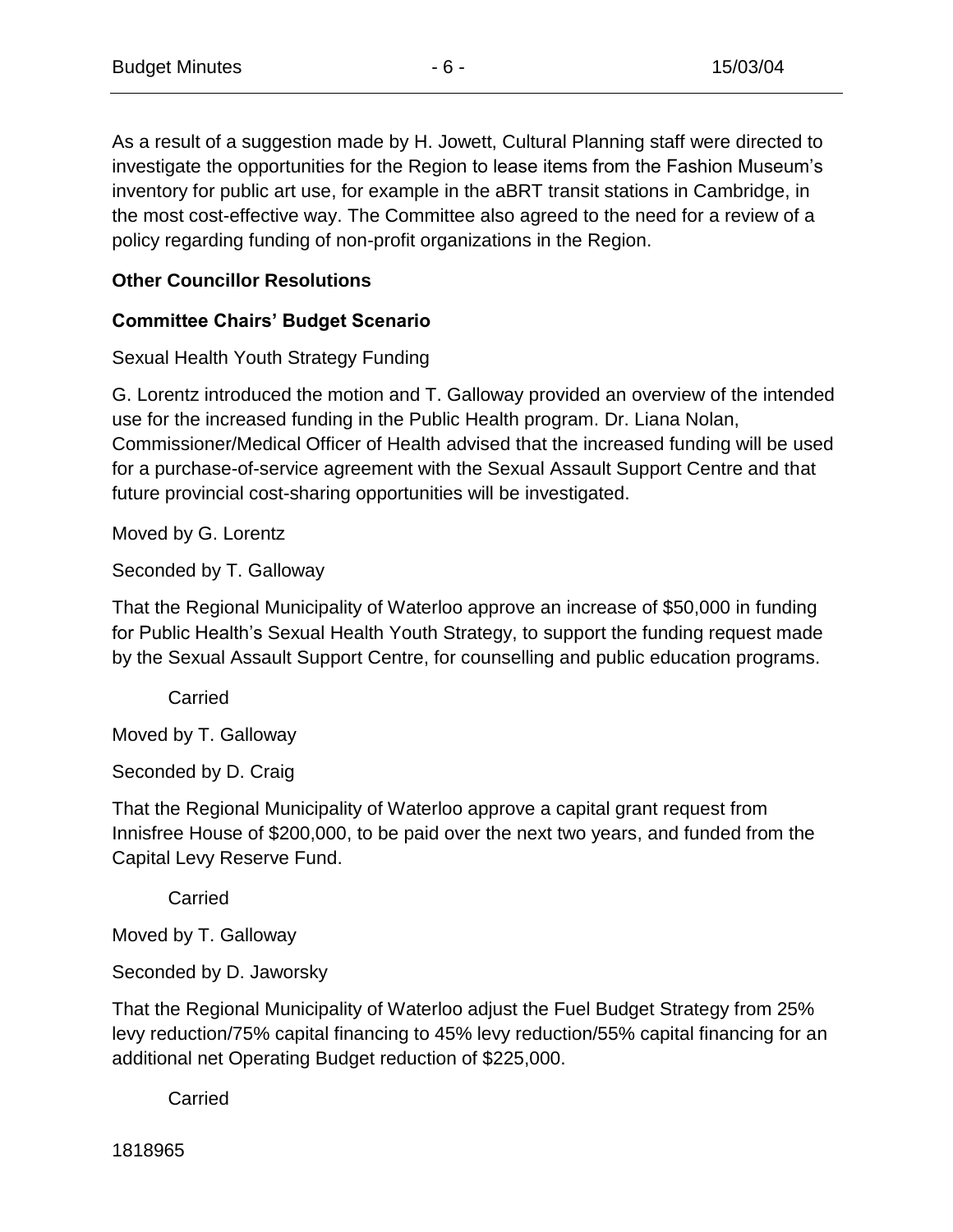As a result of a suggestion made by H. Jowett, Cultural Planning staff were directed to investigate the opportunities for the Region to lease items from the Fashion Museum's inventory for public art use, for example in the aBRT transit stations in Cambridge, in the most cost-effective way. The Committee also agreed to the need for a review of a policy regarding funding of non-profit organizations in the Region.

**Other Councillor Resolutions**

**Committee Chairs' Budget Scenario**

Sexual Health Youth Strategy Funding

G. Lorentz introduced the motion and T. Galloway provided an overview of the intended use for the increased funding in the Public Health program. Dr. Liana Nolan, Commissioner/Medical Officer of Health advised that the increased funding will be used for a purchase-of-service agreement with the Sexual Assault Support Centre and that future provincial cost-sharing opportunities will be investigated.

Moved by G. Lorentz

Seconded by T. Galloway

That the Regional Municipality of Waterloo approve an increase of $50,000 in funding for Public Health's Sexual Health Youth Strategy, to support the funding request made by the Sexual Assault Support Centre, for counselling and public education programs.

Carried

Moved by T. Galloway

Seconded by D. Craig

That the Regional Municipality of Waterloo approve a capital grant request from Innisfree House of $200,000, to be paid over the next two years, and funded from the Capital Levy Reserve Fund.

Carried

Moved by T. Galloway

Seconded by D. Jaworsky

That the Regional Municipality of Waterloo adjust the Fuel Budget Strategy from 25% levy reduction/75% capital financing to 45% levy reduction/55% capital financing for an additional net Operating Budget reduction of $225,000.

Carried

1818965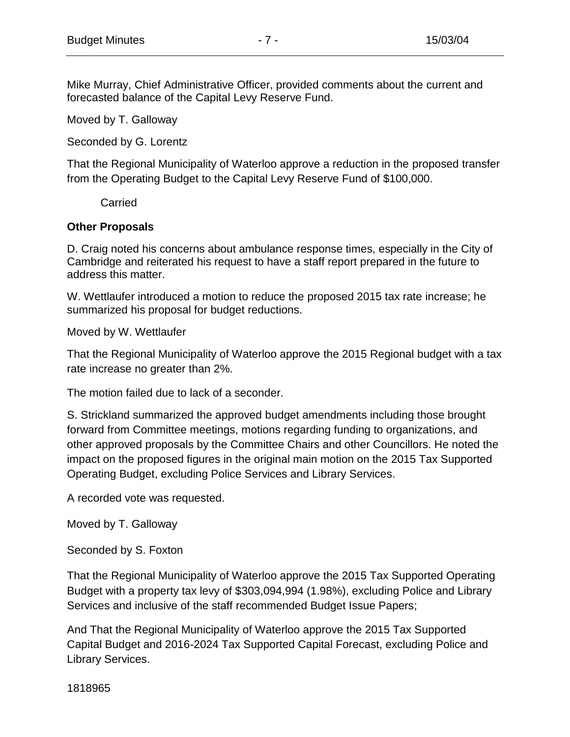Mike Murray, Chief Administrative Officer, provided comments about the current and forecasted balance of the Capital Levy Reserve Fund.

Moved by T. Galloway

Seconded by G. Lorentz

That the Regional Municipality of Waterloo approve a reduction in the proposed transfer from the Operating Budget to the Capital Levy Reserve Fund of $100,000.

Carried

**Other Proposals**

D. Craig noted his concerns about ambulance response times, especially in the City of Cambridge and reiterated his request to have a staff report prepared in the future to address this matter.

W. Wettlaufer introduced a motion to reduce the proposed 2015 tax rate increase; he summarized his proposal for budget reductions.

Moved by W. Wettlaufer

That the Regional Municipality of Waterloo approve the 2015 Regional budget with a tax rate increase no greater than 2%.

The motion failed due to lack of a seconder.

S. Strickland summarized the approved budget amendments including those brought forward from Committee meetings, motions regarding funding to organizations, and other approved proposals by the Committee Chairs and other Councillors. He noted the impact on the proposed figures in the original main motion on the 2015 Tax Supported Operating Budget, excluding Police Services and Library Services.

A recorded vote was requested.

Moved by T. Galloway

Seconded by S. Foxton

That the Regional Municipality of Waterloo approve the 2015 Tax Supported Operating Budget with a property tax levy of $303,094,994 (1.98%), excluding Police and Library Services and inclusive of the staff recommended Budget Issue Papers;

And That the Regional Municipality of Waterloo approve the 2015 Tax Supported Capital Budget and 2016-2024 Tax Supported Capital Forecast, excluding Police and Library Services.

1818965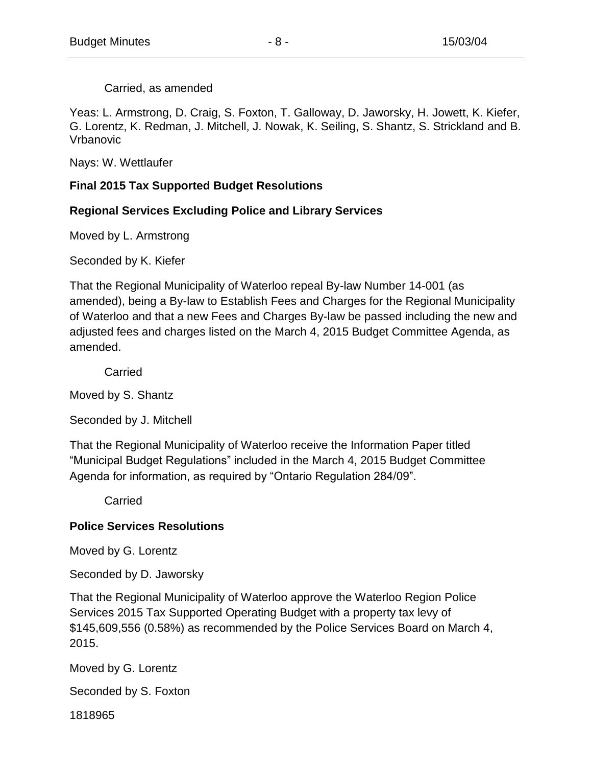Carried, as amended

Yeas: L. Armstrong, D. Craig, S. Foxton, T. Galloway, D. Jaworsky, H. Jowett, K. Kiefer, G. Lorentz, K. Redman, J. Mitchell, J. Nowak, K. Seiling, S. Shantz, S. Strickland and B. Vrbanovic

Nays: W. Wettlaufer

**Final 2015 Tax Supported Budget Resolutions**

**Regional Services Excluding Police and Library Services**

Moved by L. Armstrong

Seconded by K. Kiefer

That the Regional Municipality of Waterloo repeal By-law Number 14-001 (as amended), being a By-law to Establish Fees and Charges for the Regional Municipality of Waterloo and that a new Fees and Charges By-law be passed including the new and adjusted fees and charges listed on the March 4, 2015 Budget Committee Agenda, as amended.

Carried

Moved by S. Shantz

Seconded by J. Mitchell

That the Regional Municipality of Waterloo receive the Information Paper titled "Municipal Budget Regulations" included in the March 4, 2015 Budget Committee Agenda for information, as required by "Ontario Regulation 284/09".

Carried

**Police Services Resolutions**

Moved by G. Lorentz

Seconded by D. Jaworsky

That the Regional Municipality of Waterloo approve the Waterloo Region Police Services 2015 Tax Supported Operating Budget with a property tax levy of $145,609,556 (0.58%) as recommended by the Police Services Board on March 4, 2015.

Moved by G. Lorentz

Seconded by S. Foxton

1818965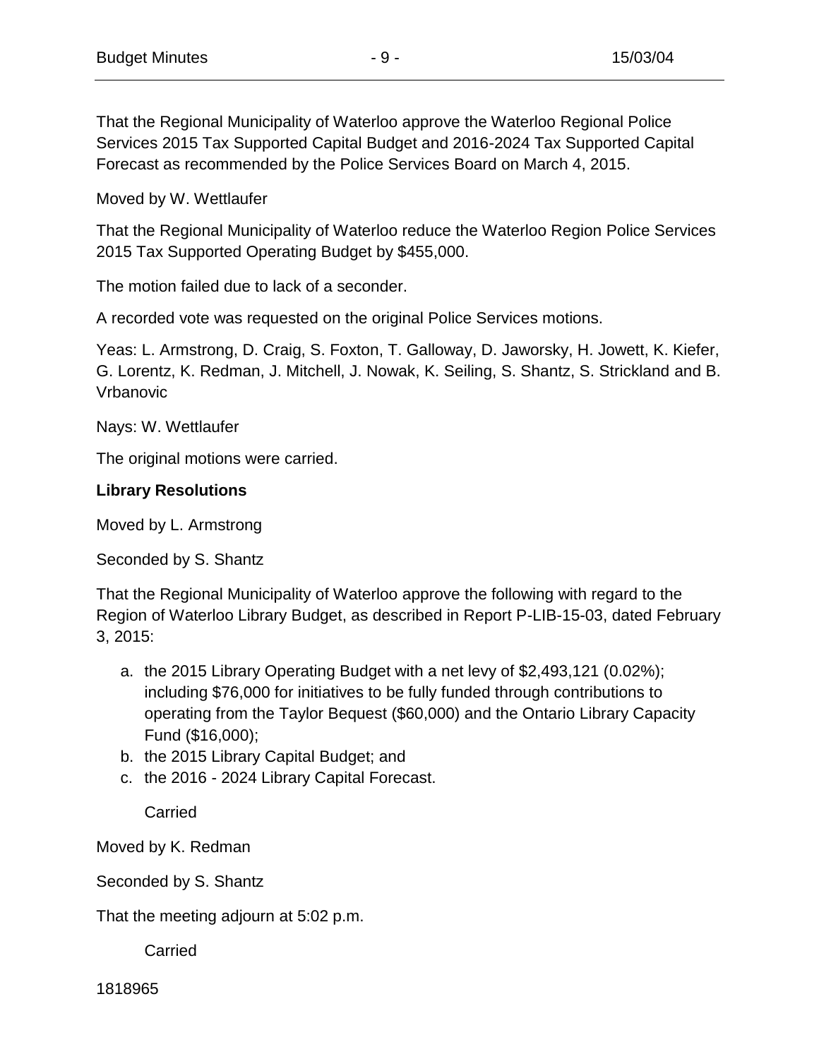That the Regional Municipality of Waterloo approve the Waterloo Regional Police Services 2015 Tax Supported Capital Budget and 2016-2024 Tax Supported Capital Forecast as recommended by the Police Services Board on March 4, 2015.

Moved by W. Wettlaufer

That the Regional Municipality of Waterloo reduce the Waterloo Region Police Services 2015 Tax Supported Operating Budget by $455,000.

The motion failed due to lack of a seconder.

A recorded vote was requested on the original Police Services motions.

Yeas: L. Armstrong, D. Craig, S. Foxton, T. Galloway, D. Jaworsky, H. Jowett, K. Kiefer, G. Lorentz, K. Redman, J. Mitchell, J. Nowak, K. Seiling, S. Shantz, S. Strickland and B. Vrbanovic

Nays: W. Wettlaufer

The original motions were carried.

**Library Resolutions**

Moved by L. Armstrong

Seconded by S. Shantz

That the Regional Municipality of Waterloo approve the following with regard to the Region of Waterloo Library Budget, as described in Report P-LIB-15-03, dated February 3, 2015:

a. the 2015 Library Operating Budget with a net levy of $2,493,121 (0.02%); including $76,000 for initiatives to be fully funded through contributions to operating from the Taylor Bequest ($60,000) and the Ontario Library Capacity Fund ($16,000);
b. the 2015 Library Capital Budget; and
c. the 2016 - 2024 Library Capital Forecast.

Carried

Moved by K. Redman

Seconded by S. Shantz

That the meeting adjourn at 5:02 p.m.

Carried

1818965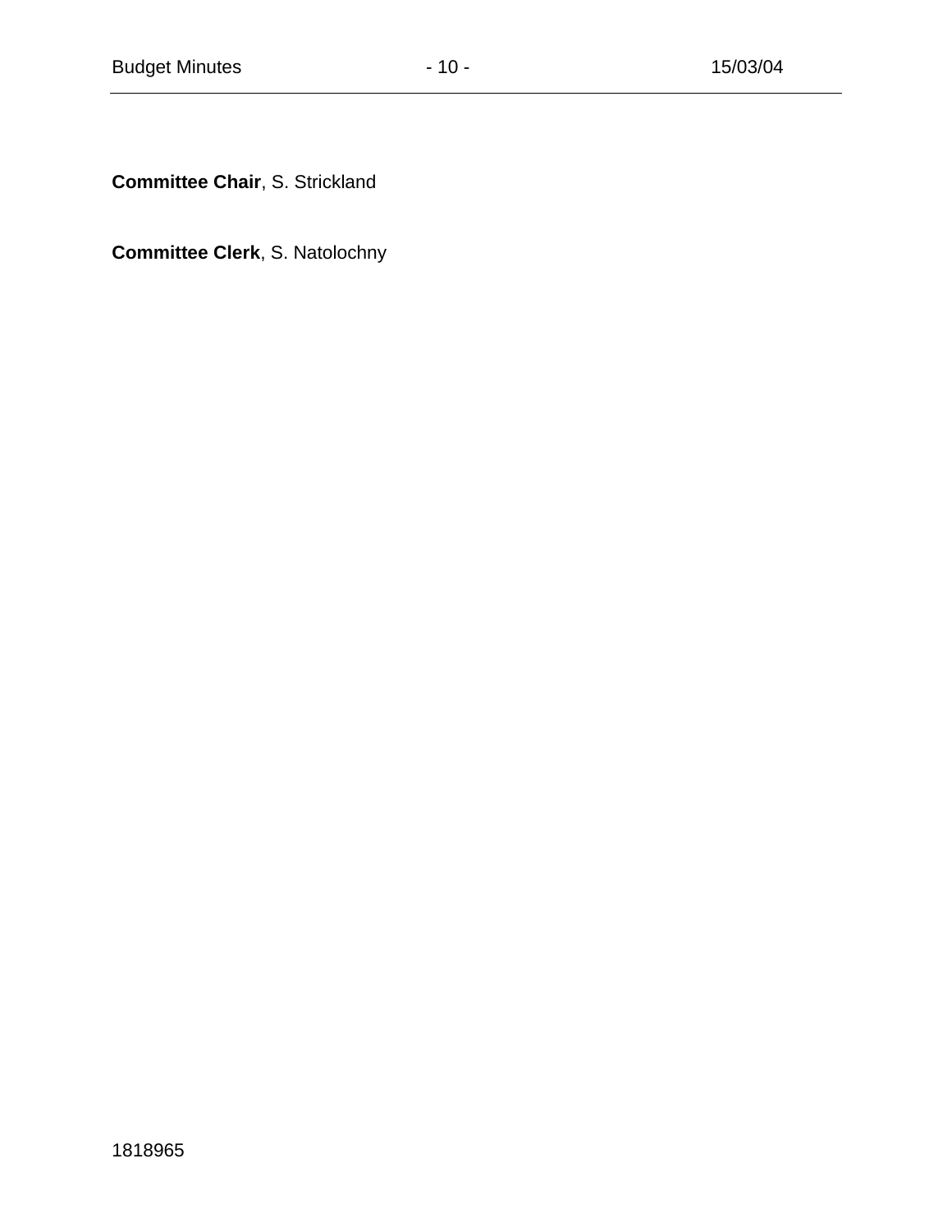**Committee Chair**, S. Strickland

**Committee Clerk**, S. Natolochny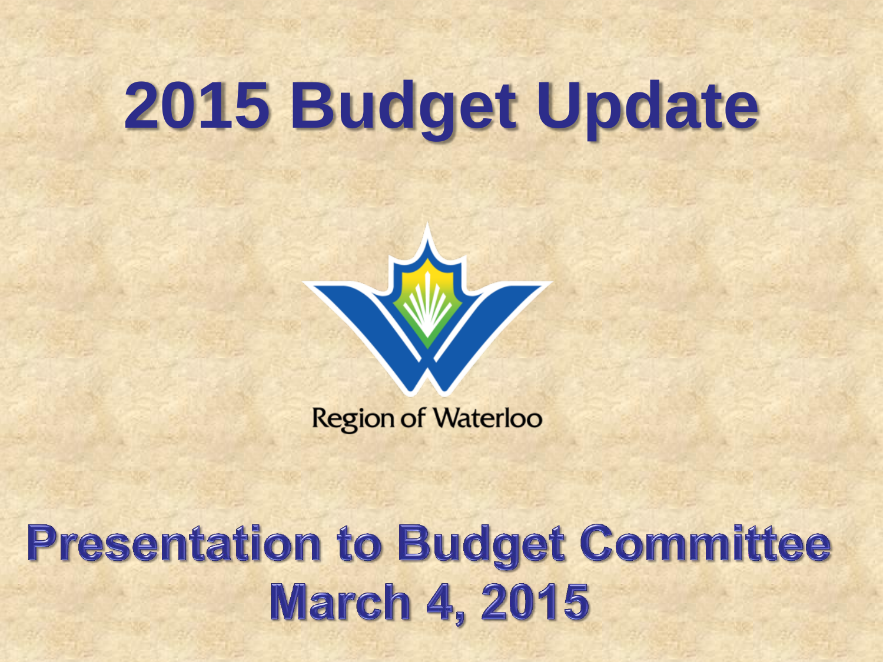# 2015 Budget Update

Region of Waterloo

## Presentation to Budget Committee
## March 4, 2015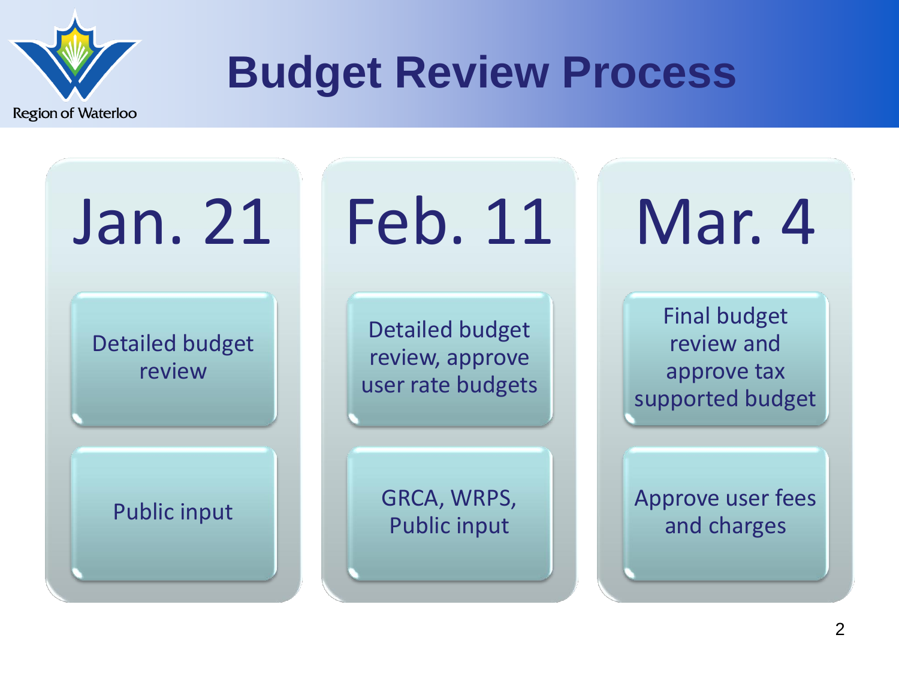# Budget Review Process

Region of Waterloo

| Jan. 21 | Feb. 11 | Mar. 4 |
| --- | --- | --- |
| Detailed budget review | Detailed budget review, approve user rate budgets | Final budget review and approve tax supported budget |
| Public input | GRCA, WRPS, Public input | Approve user fees and charges |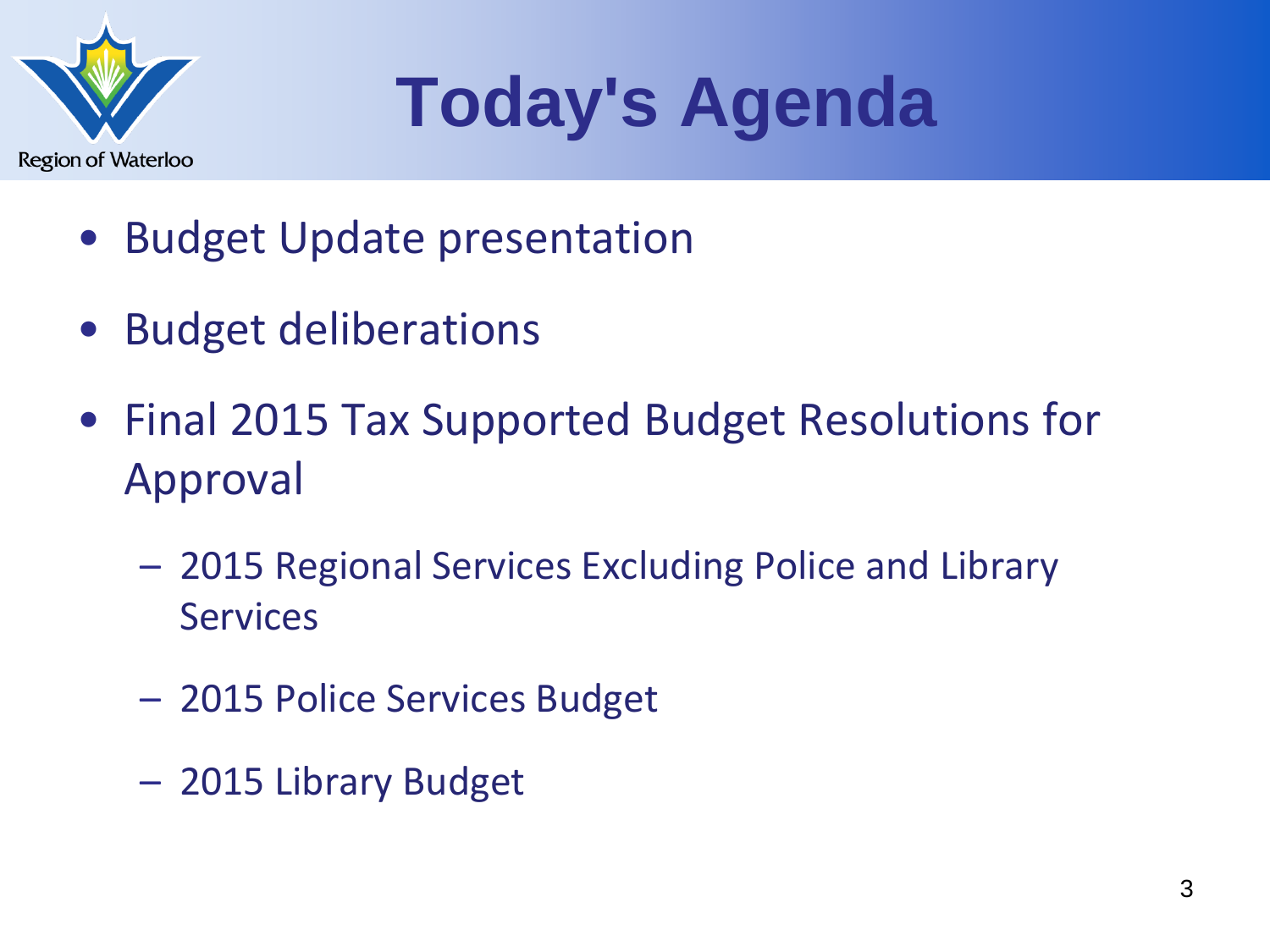# Today's Agenda

- Budget Update presentation
- Budget deliberations
- Final 2015 Tax Supported Budget Resolutions for Approval
  - 2015 Regional Services Excluding Police and Library Services
  - 2015 Police Services Budget
  - 2015 Library Budget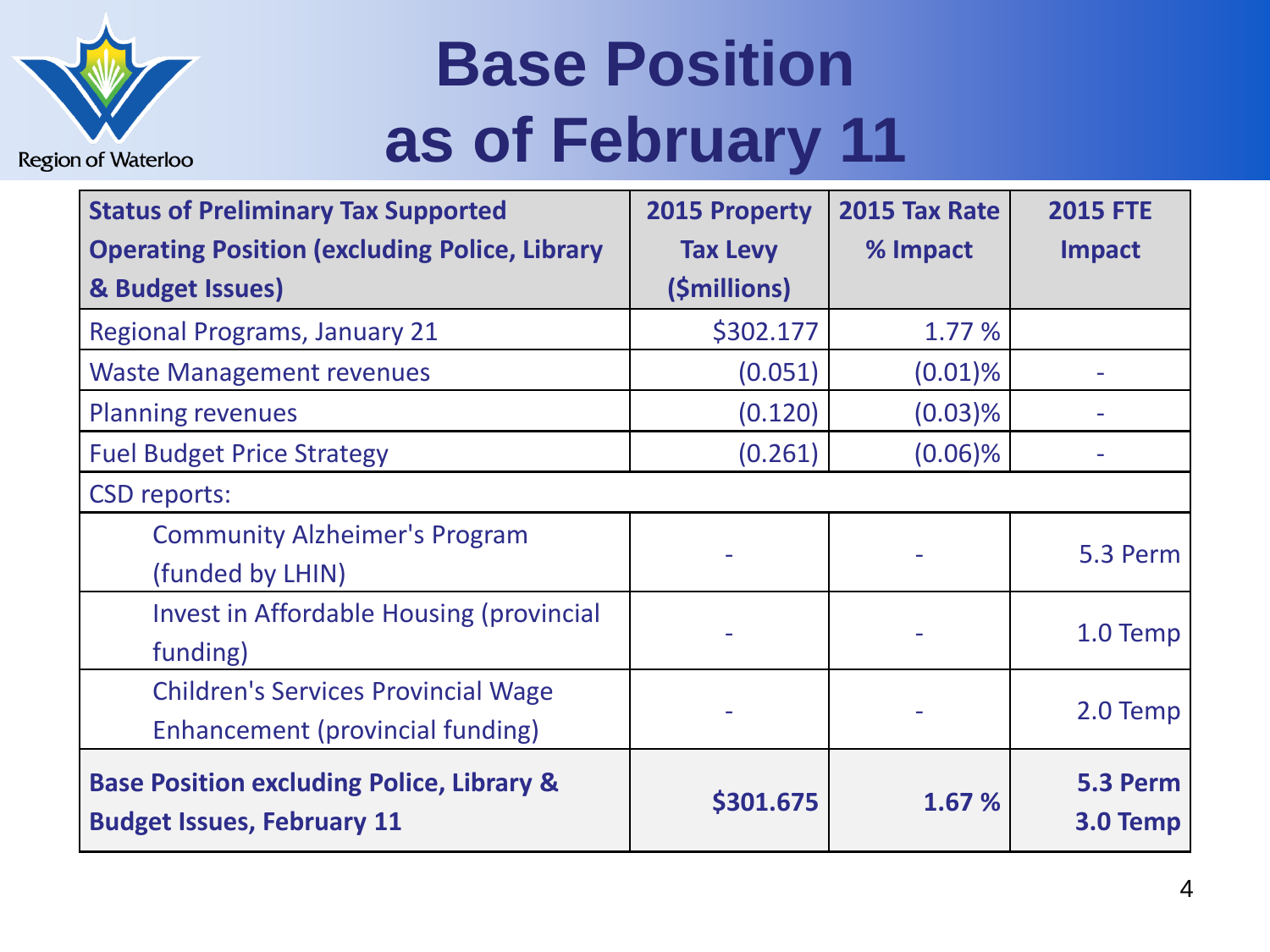# Base Position as of February 11

| Status of Preliminary Tax Supported Operating Position (excluding Police, Library & Budget Issues) | 2015 Property Tax Levy ($millions) | 2015 Tax Rate % Impact | 2015 FTE Impact |
|---|---|---|---|
| Regional Programs, January 21 | $302.177 | 1.77 % | |
| Waste Management revenues | (0.051) | (0.01)% | - |
| Planning revenues | (0.120) | (0.03)% | - |
| Fuel Budget Price Strategy | (0.261) | (0.06)% | - |
| CSD reports: | | | |
| Community Alzheimer's Program (funded by LHIN) | - | - | 5.3 Perm |
| Invest in Affordable Housing (provincial funding) | - | - | 1.0 Temp |
| Children's Services Provincial Wage Enhancement (provincial funding) | - | - | 2.0 Temp |
| **Base Position excluding Police, Library & Budget Issues, February 11** | **$301.675** | **1.67 %** | **5.3 Perm 3.0 Temp** |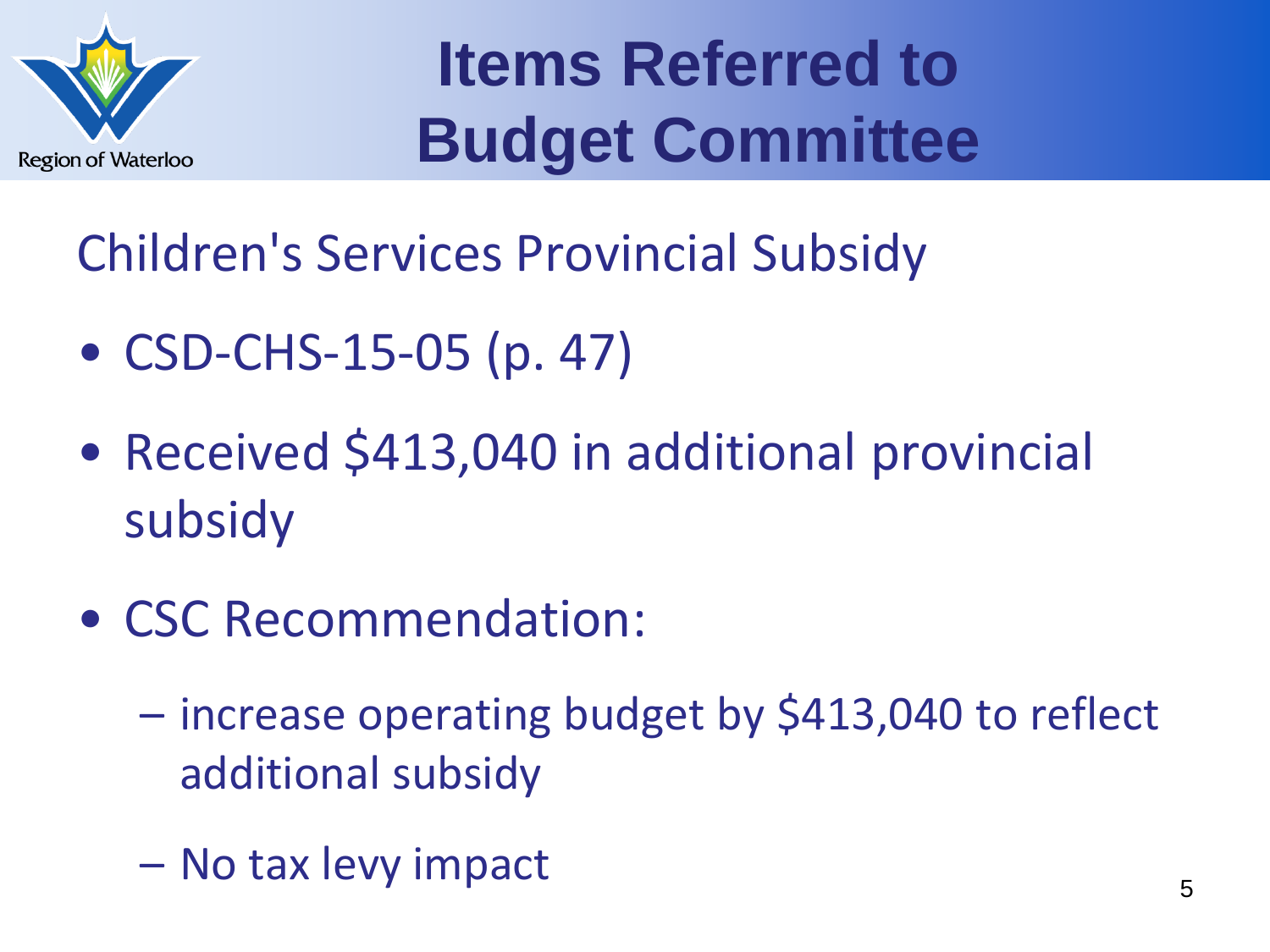# Items Referred to Budget Committee

## Children's Services Provincial Subsidy

- CSD-CHS-15-05 (p. 47)
- Received $413,040 in additional provincial subsidy
- CSC Recommendation:
  - increase operating budget by $413,040 to reflect additional subsidy
  - No tax levy impact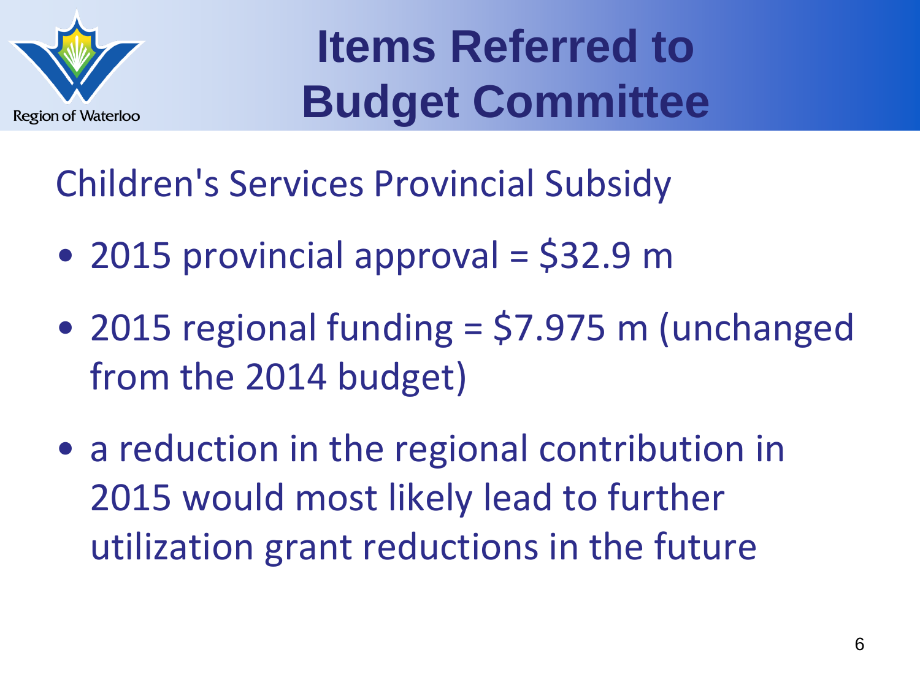# Items Referred to Budget Committee

## Children's Services Provincial Subsidy

- 2015 provincial approval = $32.9 m
- 2015 regional funding = $7.975 m (unchanged from the 2014 budget)
- a reduction in the regional contribution in 2015 would most likely lead to further utilization grant reductions in the future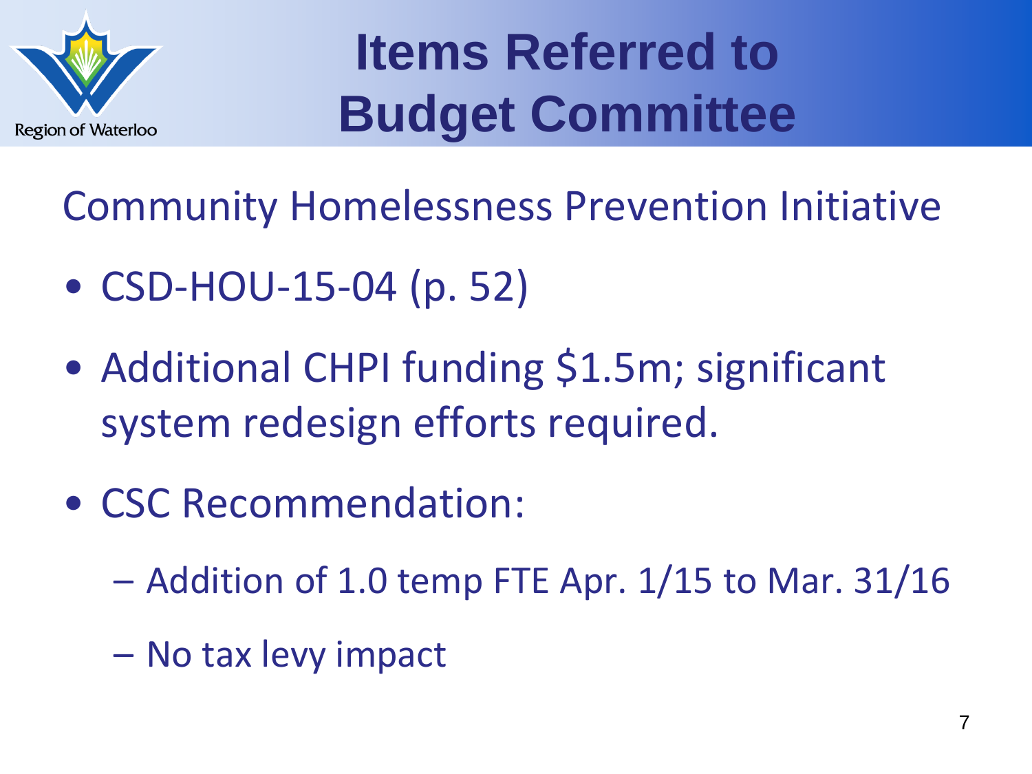# Items Referred to Budget Committee

## Community Homelessness Prevention Initiative

- CSD-HOU-15-04 (p. 52)
- Additional CHPI funding $1.5m; significant system redesign efforts required.
- CSC Recommendation:
  - Addition of 1.0 temp FTE Apr. 1/15 to Mar. 31/16
  - No tax levy impact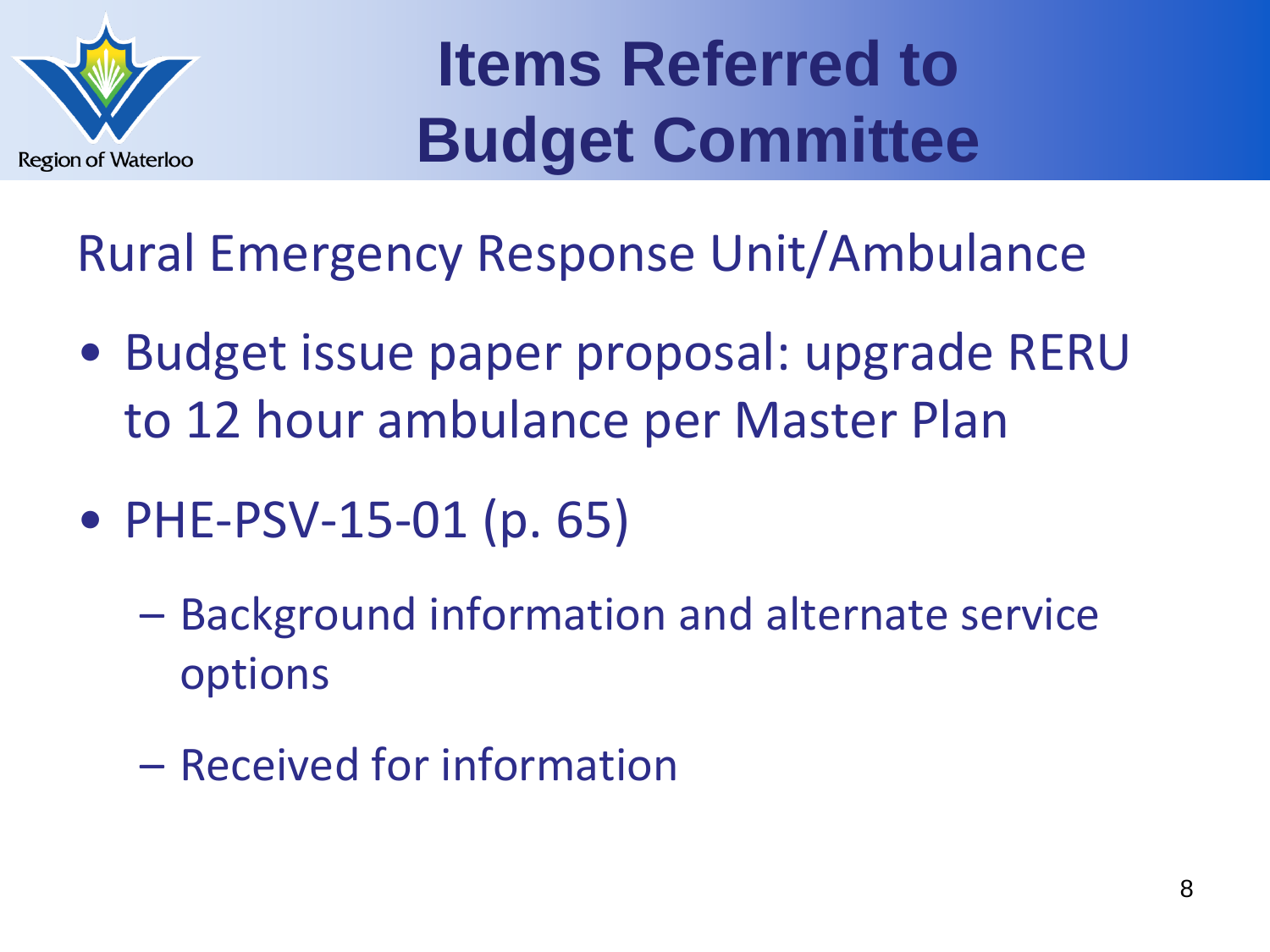# Items Referred to Budget Committee

## Rural Emergency Response Unit/Ambulance

- Budget issue paper proposal: upgrade RERU to 12 hour ambulance per Master Plan
- PHE-PSV-15-01 (p. 65)
  - Background information and alternate service options
  - Received for information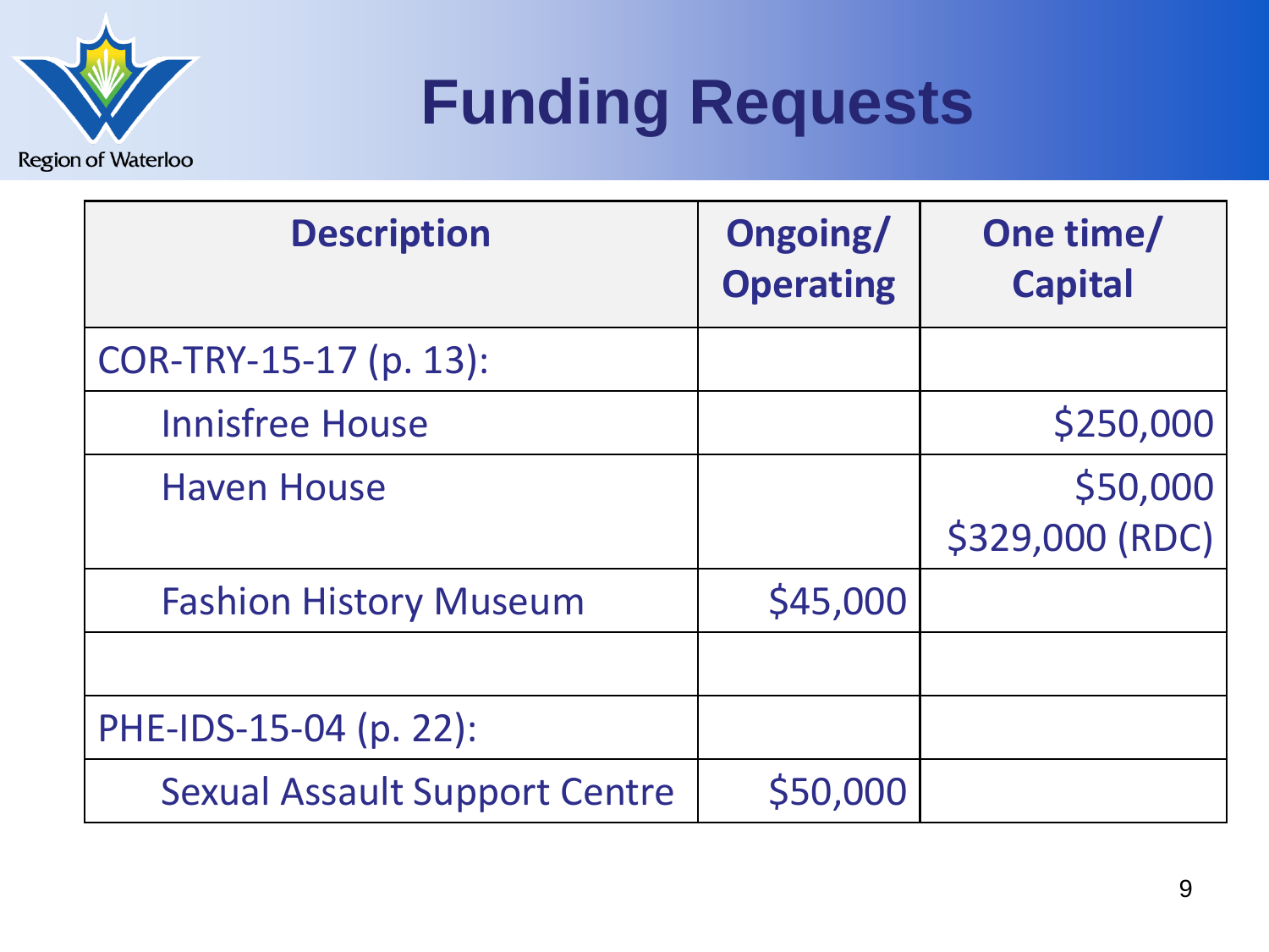# Funding Requests

| Description | Ongoing/ Operating | One time/ Capital |
|---|---|---|
| COR-TRY-15-17 (p. 13): | | |
| Innisfree House | | $250,000 |
| Haven House | | $50,000 $329,000 (RDC) |
| Fashion History Museum | $45,000 | |
| | | |
| PHE-IDS-15-04 (p. 22): | | |
| Sexual Assault Support Centre | $50,000 | |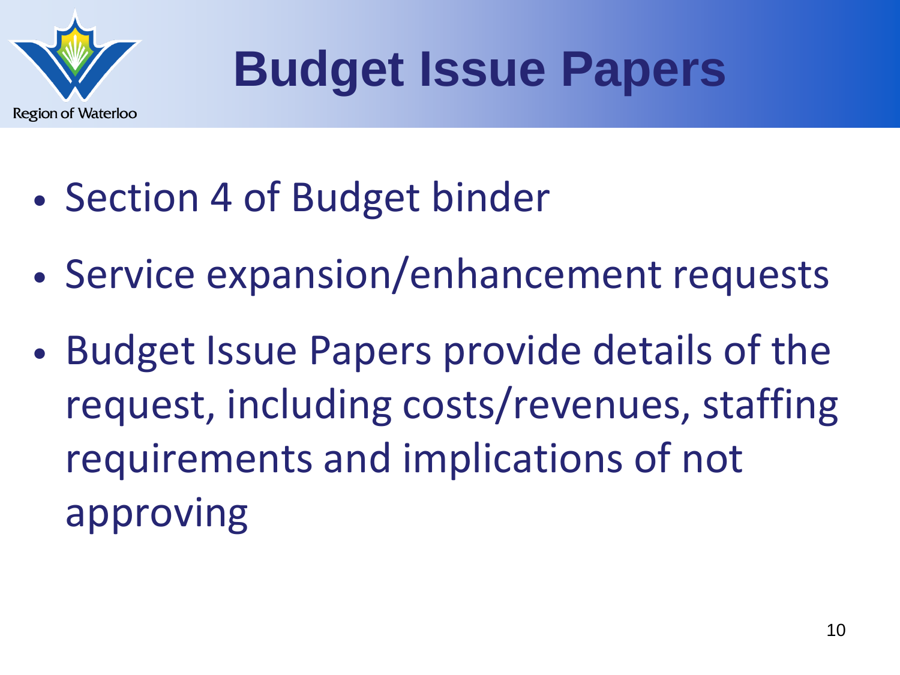# Budget Issue Papers

- Section 4 of Budget binder
- Service expansion/enhancement requests
- Budget Issue Papers provide details of the request, including costs/revenues, staffing requirements and implications of not approving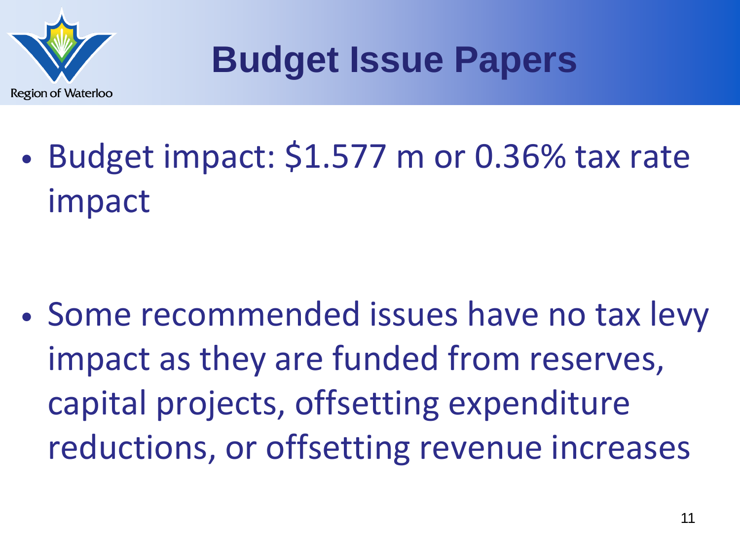# Budget Issue Papers

- Budget impact: $1.577 m or 0.36% tax rate impact

- Some recommended issues have no tax levy impact as they are funded from reserves, capital projects, offsetting expenditure reductions, or offsetting revenue increases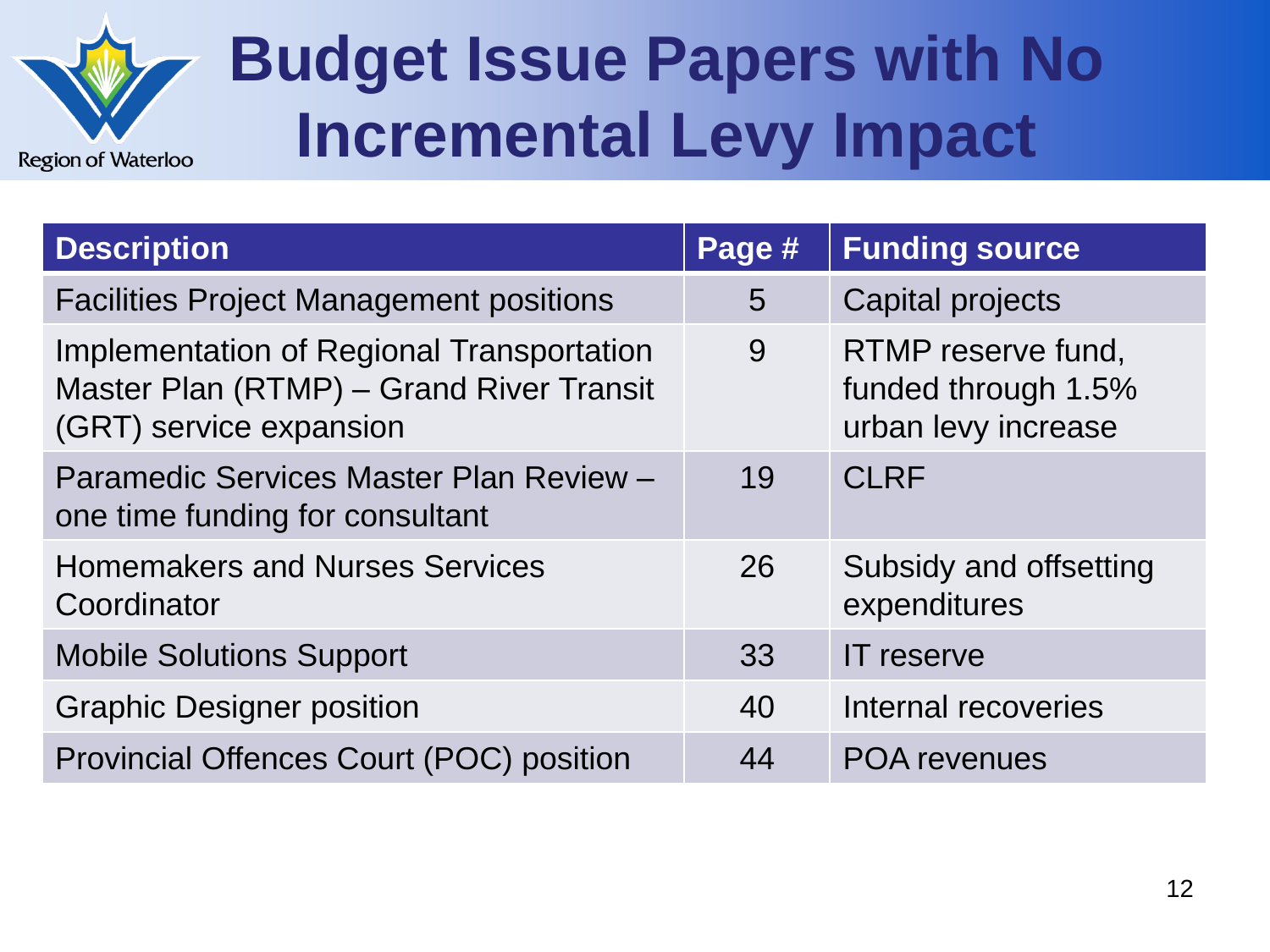# Budget Issue Papers with No Incremental Levy Impact

| Description | Page # | Funding source |
|---|---|---|
| Facilities Project Management positions | 5 | Capital projects |
| Implementation of Regional Transportation Master Plan (RTMP) – Grand River Transit (GRT) service expansion | 9 | RTMP reserve fund, funded through 1.5% urban levy increase |
| Paramedic Services Master Plan Review – one time funding for consultant | 19 | CLRF |
| Homemakers and Nurses Services Coordinator | 26 | Subsidy and offsetting expenditures |
| Mobile Solutions Support | 33 | IT reserve |
| Graphic Designer position | 40 | Internal recoveries |
| Provincial Offences Court (POC) position | 44 | POA revenues |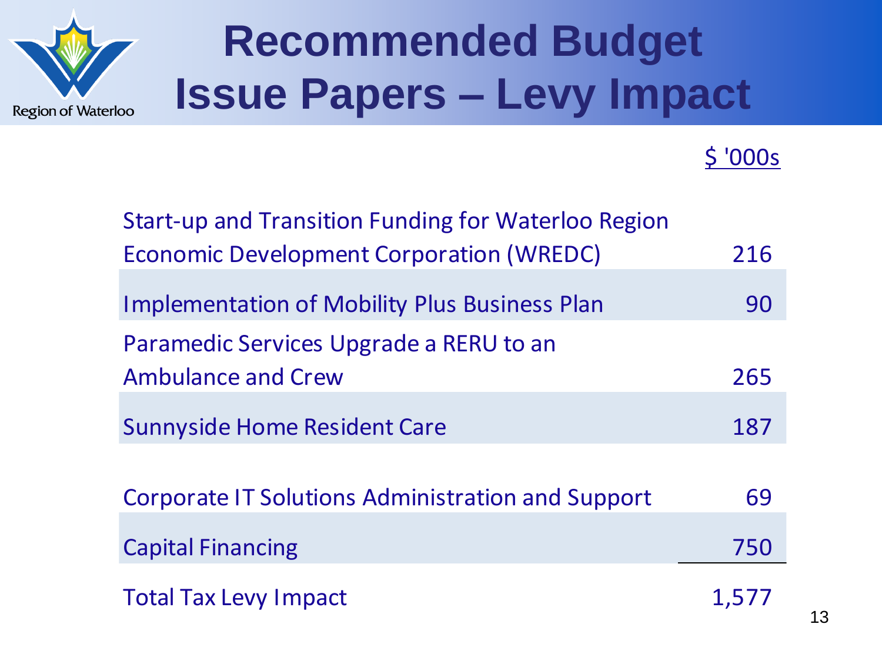# Recommended Budget Issue Papers – Levy Impact

| | $ '000s |
|---|---|
| Start-up and Transition Funding for Waterloo Region Economic Development Corporation (WREDC) | 216 |
| Implementation of Mobility Plus Business Plan | 90 |
| Paramedic Services Upgrade a RERU to an Ambulance and Crew | 265 |
| Sunnyside Home Resident Care | 187 |
| Corporate IT Solutions Administration and Support | 69 |
| Capital Financing | 750 |
| Total Tax Levy Impact | 1,577 |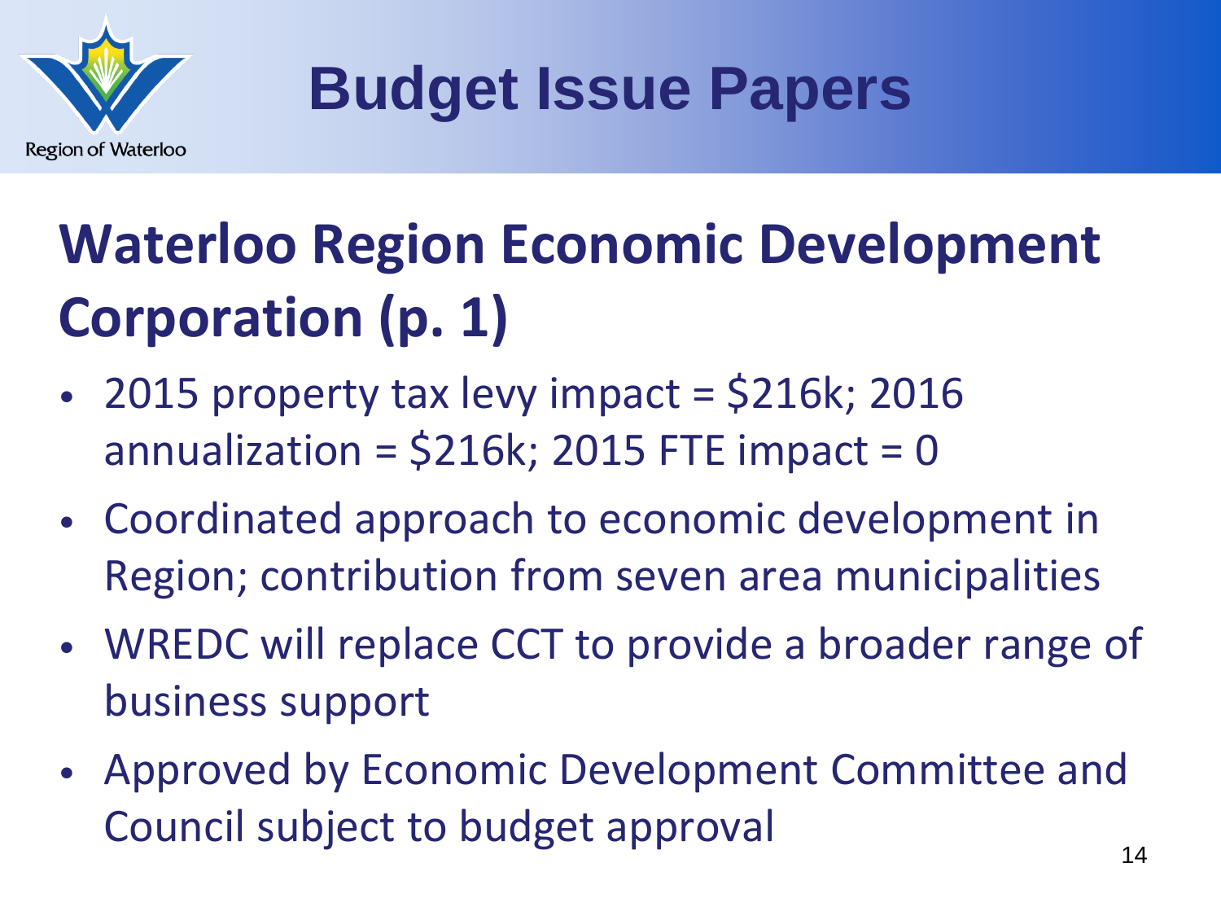# Budget Issue Papers

## Waterloo Region Economic Development Corporation (p. 1)

- 2015 property tax levy impact = $216k; 2016 annualization = $216k; 2015 FTE impact = 0
- Coordinated approach to economic development in Region; contribution from seven area municipalities
- WREDC will replace CCT to provide a broader range of business support
- Approved by Economic Development Committee and Council subject to budget approval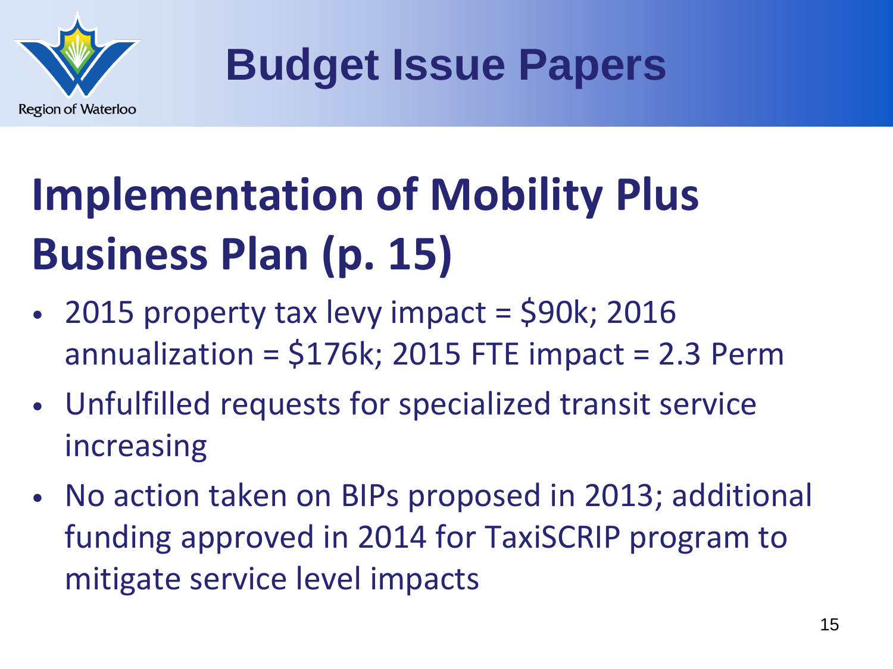# Budget Issue Papers

## Implementation of Mobility Plus Business Plan (p. 15)

- 2015 property tax levy impact = $90k; 2016 annualization = $176k; 2015 FTE impact = 2.3 Perm
- Unfulfilled requests for specialized transit service increasing
- No action taken on BIPs proposed in 2013; additional funding approved in 2014 for TaxiSCRIP program to mitigate service level impacts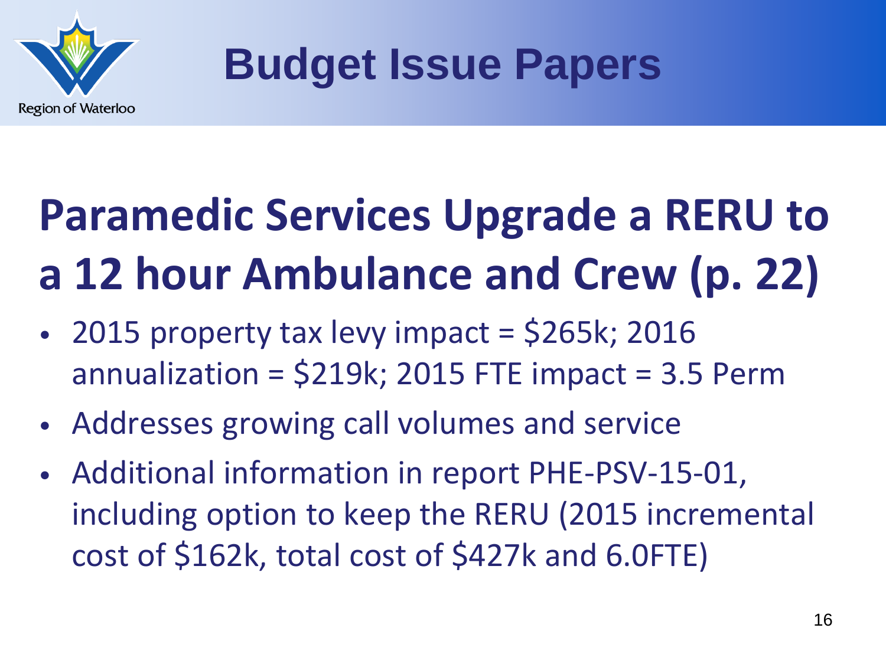# Budget Issue Papers

## Paramedic Services Upgrade a RERU to a 12 hour Ambulance and Crew (p. 22)

- 2015 property tax levy impact = $265k; 2016 annualization = $219k; 2015 FTE impact = 3.5 Perm
- Addresses growing call volumes and service
- Additional information in report PHE-PSV-15-01, including option to keep the RERU (2015 incremental cost of $162k, total cost of $427k and 6.0FTE)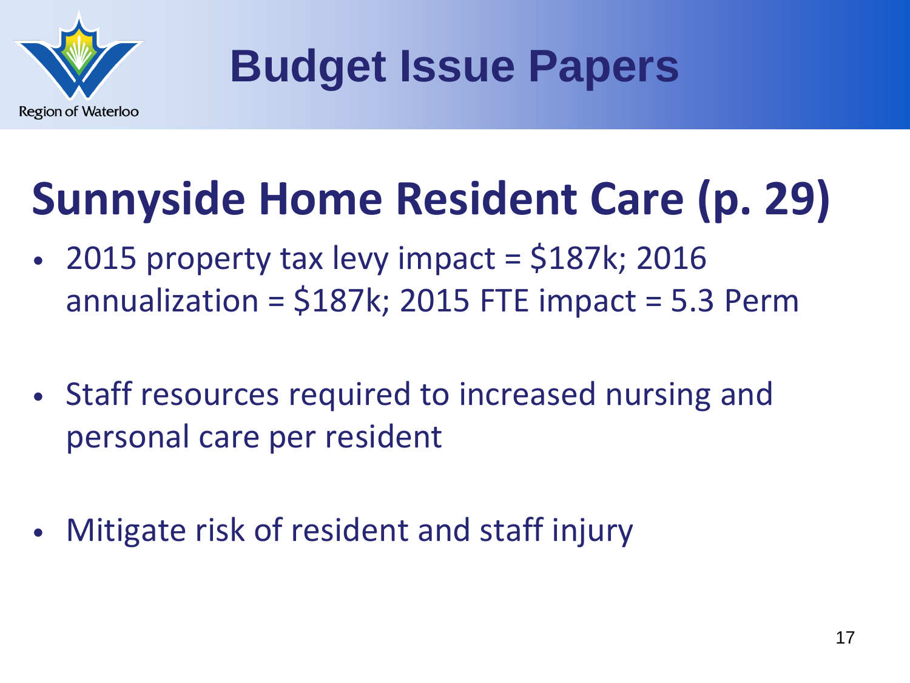# Budget Issue Papers

## Sunnyside Home Resident Care (p. 29)

- 2015 property tax levy impact = $187k; 2016 annualization = $187k; 2015 FTE impact = 5.3 Perm
- Staff resources required to increased nursing and personal care per resident
- Mitigate risk of resident and staff injury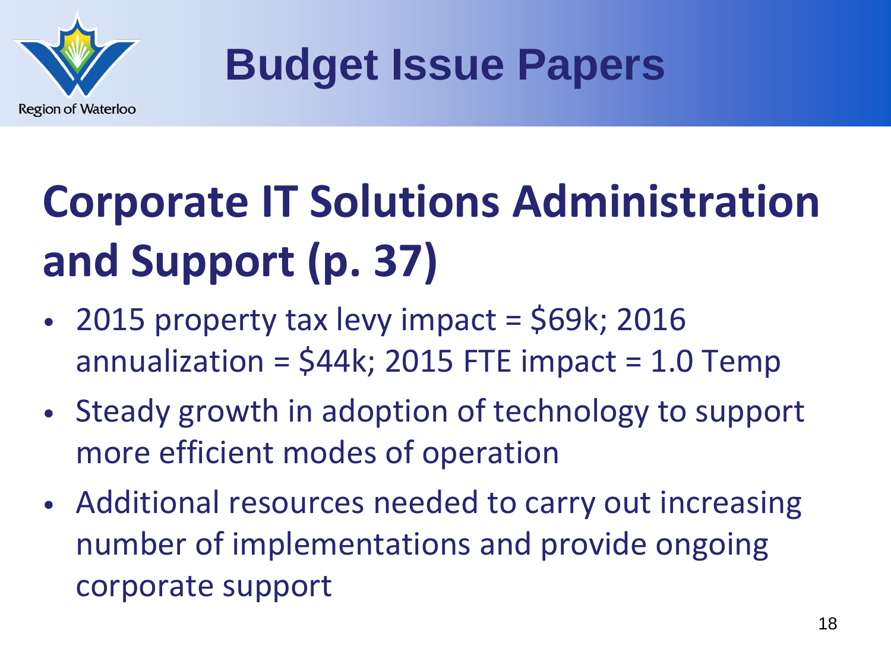# Budget Issue Papers

## Corporate IT Solutions Administration and Support (p. 37)

- 2015 property tax levy impact = $69k; 2016 annualization = $44k; 2015 FTE impact = 1.0 Temp
- Steady growth in adoption of technology to support more efficient modes of operation
- Additional resources needed to carry out increasing number of implementations and provide ongoing corporate support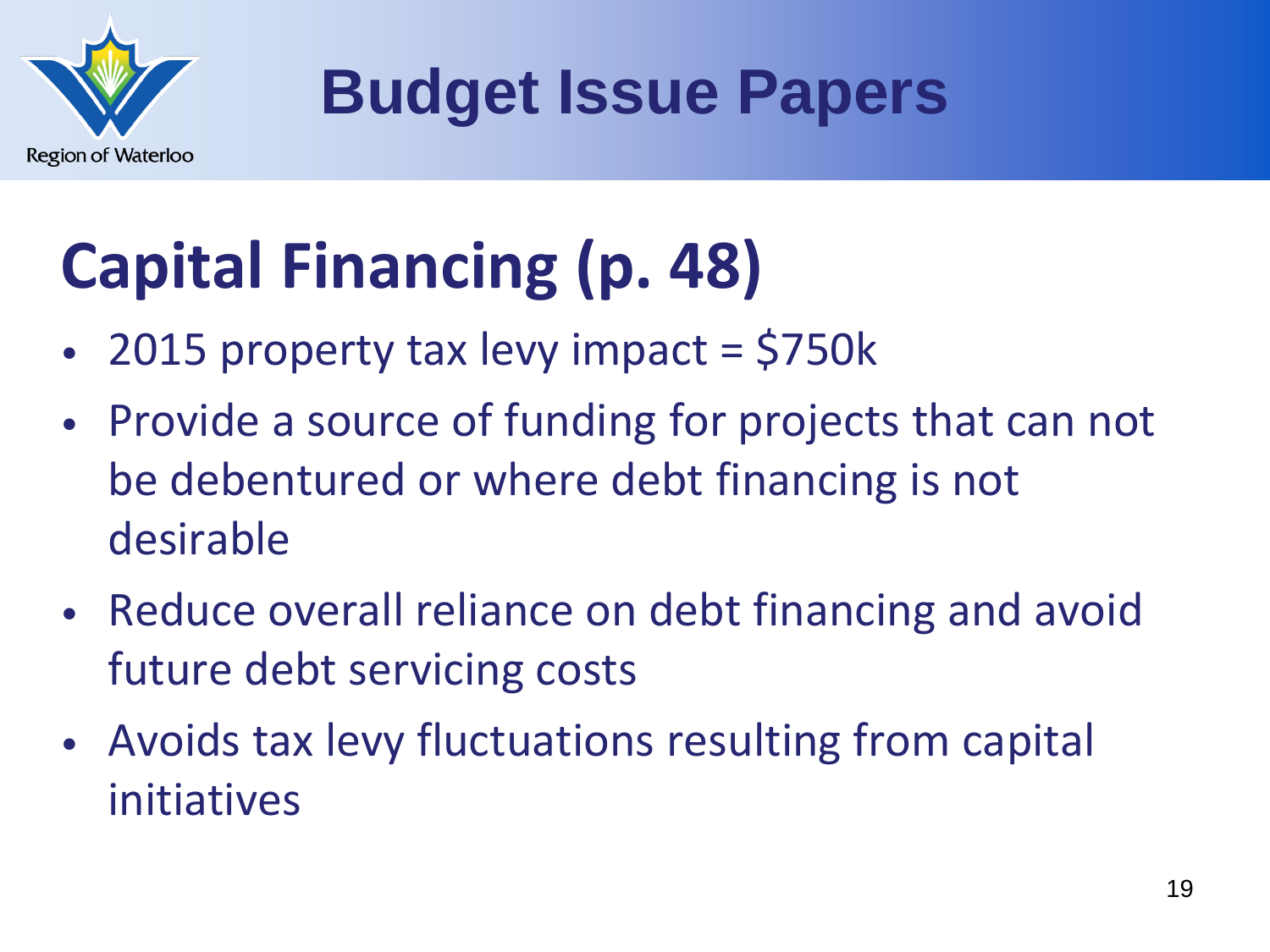Region of Waterloo

# Budget Issue Papers

## Capital Financing (p. 48)

- 2015 property tax levy impact = $750k
- Provide a source of funding for projects that can not be debentured or where debt financing is not desirable
- Reduce overall reliance on debt financing and avoid future debt servicing costs
- Avoids tax levy fluctuations resulting from capital initiatives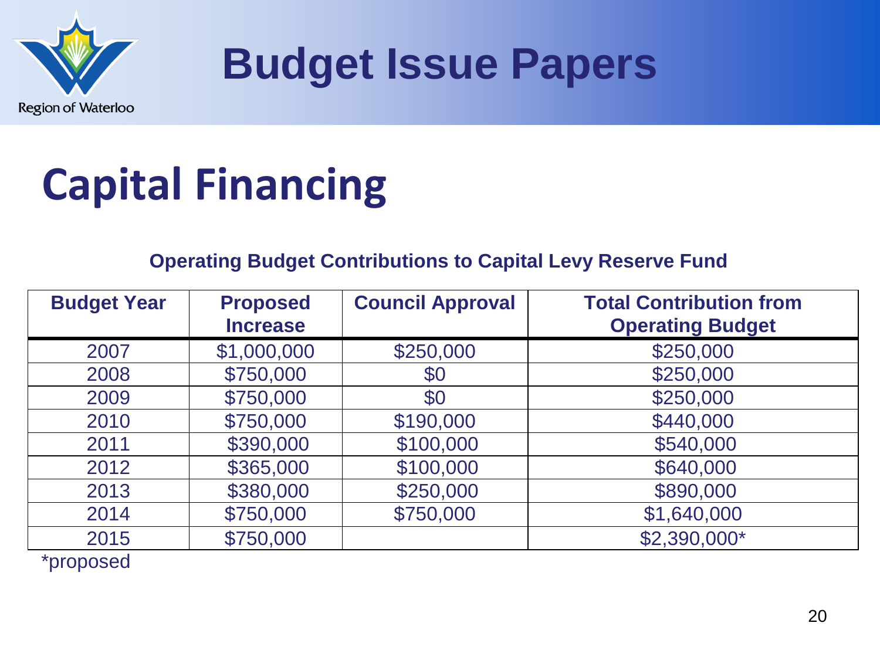# Budget Issue Papers

## Capital Financing

**Operating Budget Contributions to Capital Levy Reserve Fund**

| Budget Year | Proposed Increase | Council Approval | Total Contribution from Operating Budget |
|---|---|---|---|
| 2007 | $1,000,000 | $250,000 | $250,000 |
| 2008 | $750,000 | $0 | $250,000 |
| 2009 | $750,000 | $0 | $250,000 |
| 2010 | $750,000 | $190,000 | $440,000 |
| 2011 | $390,000 | $100,000 | $540,000 |
| 2012 | $365,000 | $100,000 | $640,000 |
| 2013 | $380,000 | $250,000 | $890,000 |
| 2014 | $750,000 | $750,000 | $1,640,000 |
| 2015 | $750,000 | | $2,390,000* |

*proposed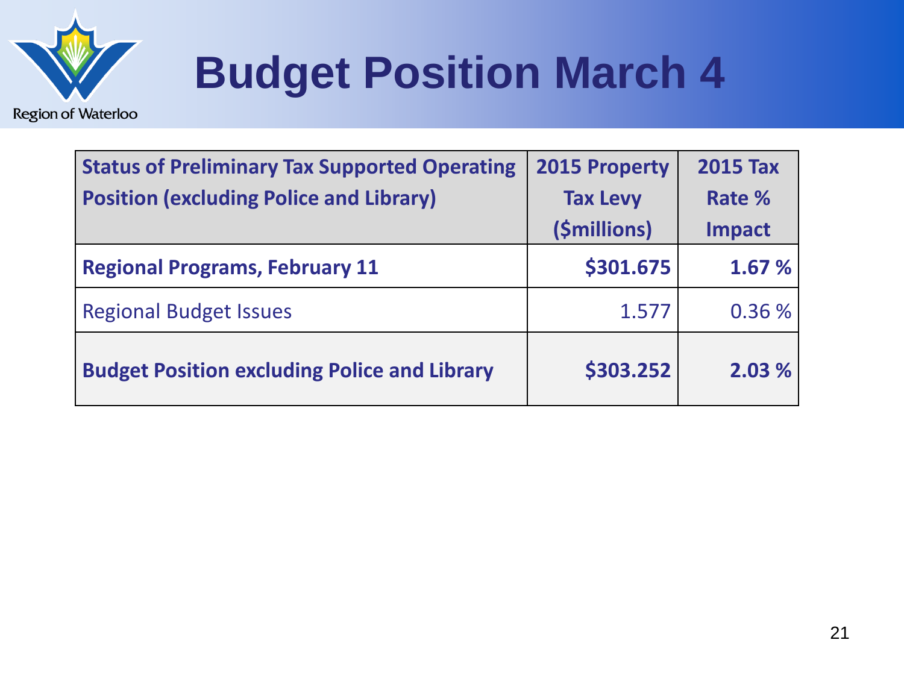# Budget Position March 4

| Status of Preliminary Tax Supported Operating Position (excluding Police and Library) | 2015 Property Tax Levy ($millions) | 2015 Tax Rate % Impact |
|---|---|---|
| **Regional Programs, February 11** | **$301.675** | **1.67 %** |
| Regional Budget Issues | 1.577 | 0.36 % |
| **Budget Position excluding Police and Library** | **$303.252** | **2.03 %** |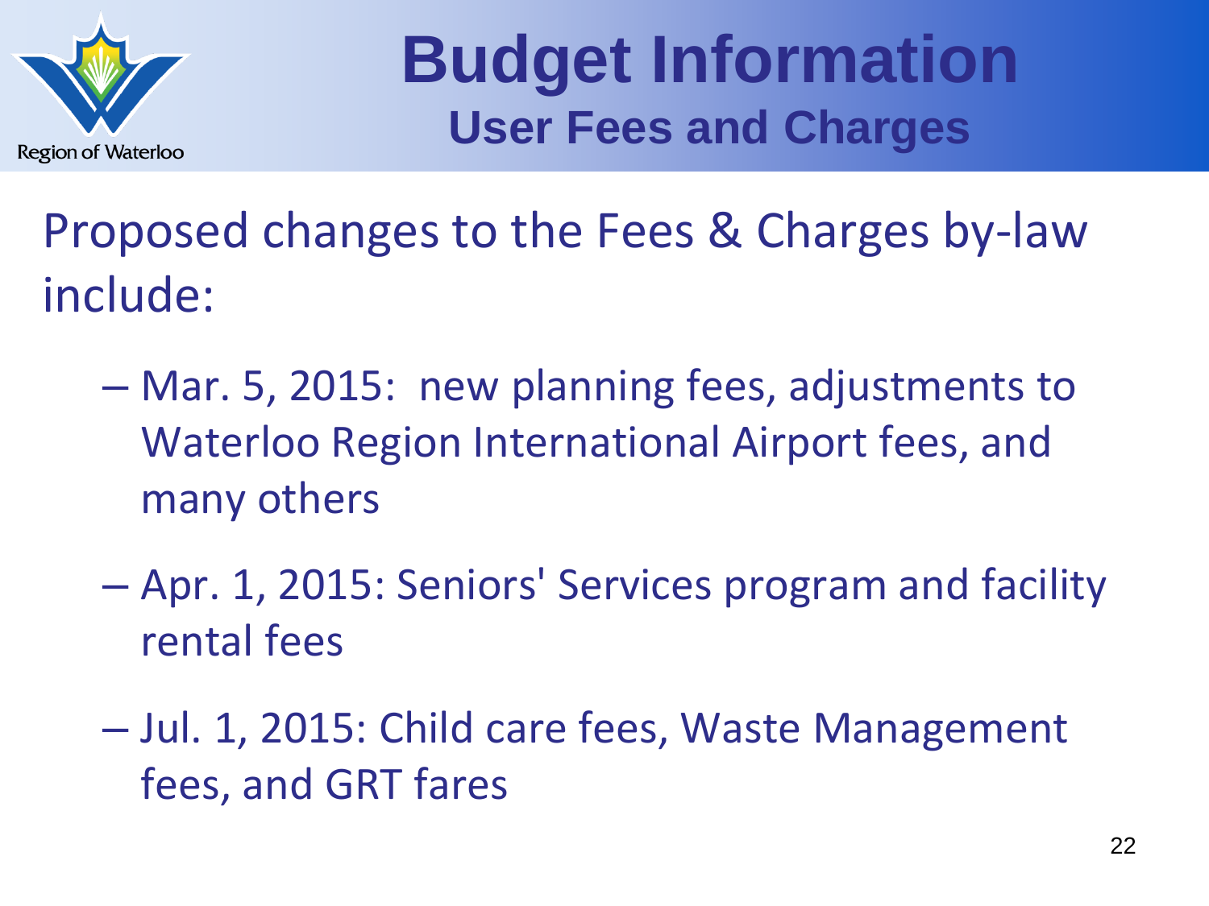# Budget Information

## User Fees and Charges

Proposed changes to the Fees & Charges by-law include:

- Mar. 5, 2015: new planning fees, adjustments to Waterloo Region International Airport fees, and many others
- Apr. 1, 2015: Seniors' Services program and facility rental fees
- Jul. 1, 2015: Child care fees, Waste Management fees, and GRT fares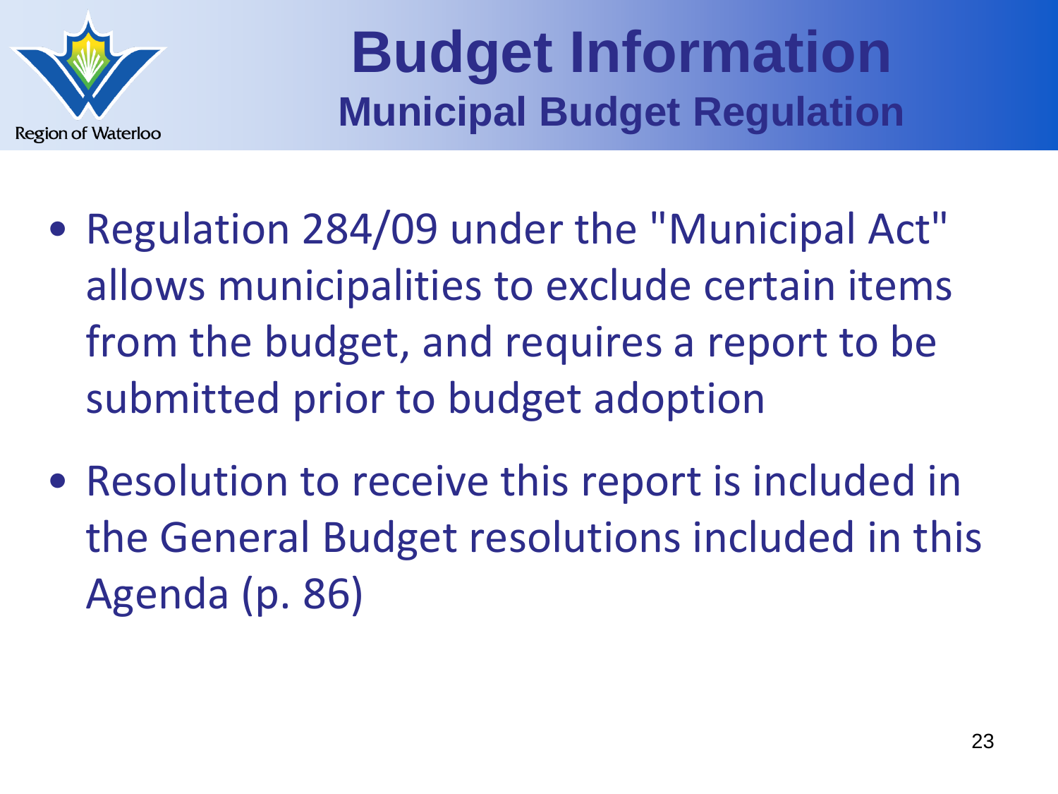# Budget Information

## Municipal Budget Regulation

- Regulation 284/09 under the "Municipal Act" allows municipalities to exclude certain items from the budget, and requires a report to be submitted prior to budget adoption
- Resolution to receive this report is included in the General Budget resolutions included in this Agenda (p. 86)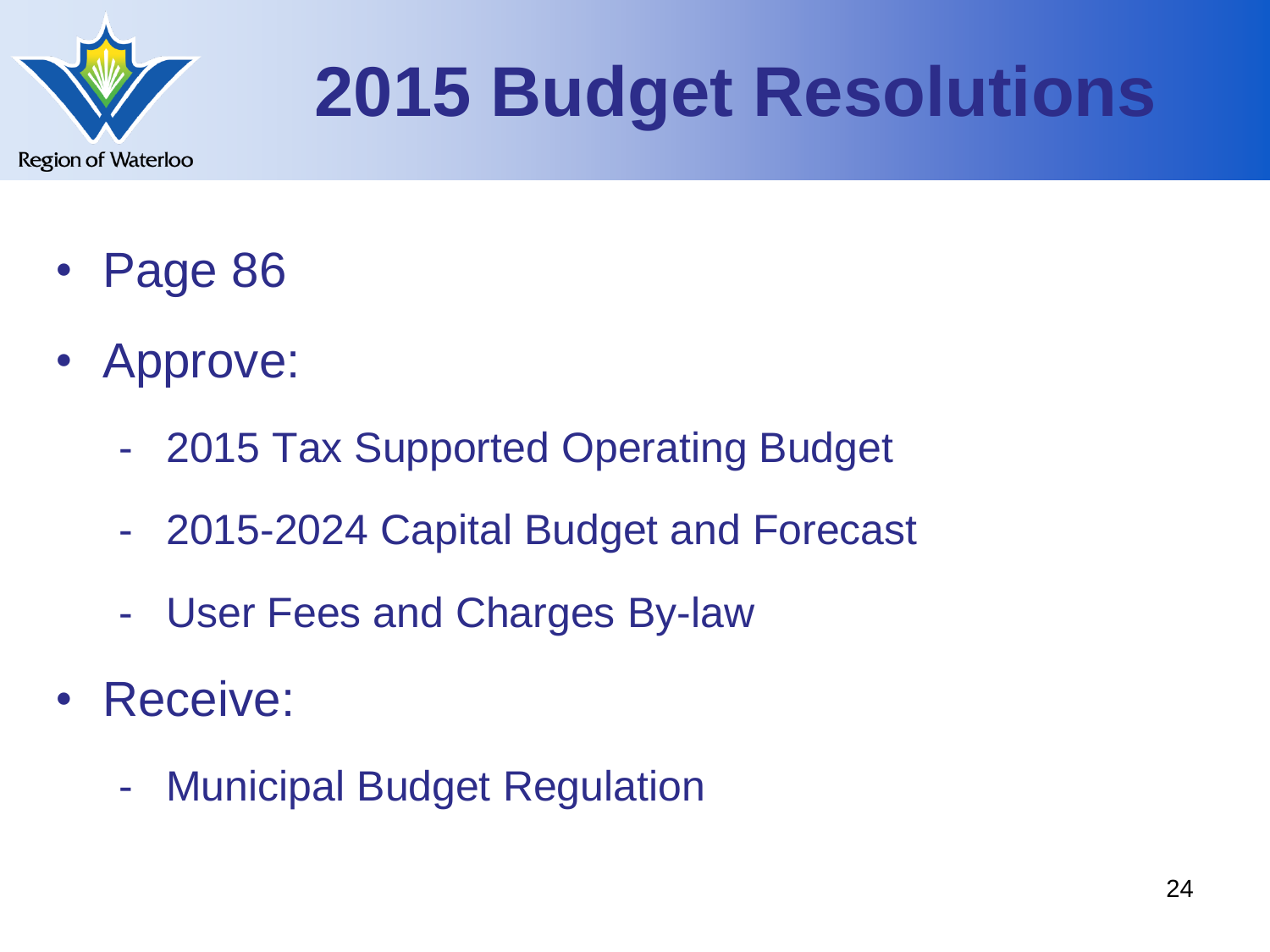# 2015 Budget Resolutions

- Page 86
- Approve:
  - 2015 Tax Supported Operating Budget
  - 2015-2024 Capital Budget and Forecast
  - User Fees and Charges By-law
- Receive:
  - Municipal Budget Regulation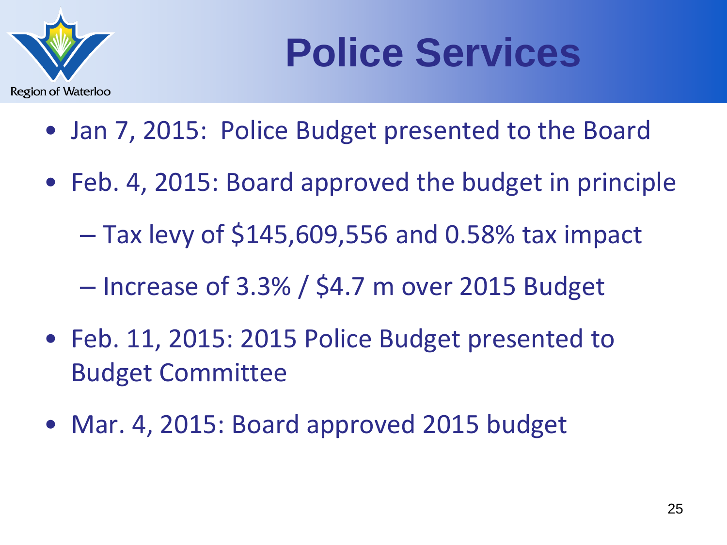# Police Services

- Jan 7, 2015: Police Budget presented to the Board
- Feb. 4, 2015: Board approved the budget in principle
  - Tax levy of $145,609,556 and 0.58% tax impact
  - Increase of 3.3% / $4.7 m over 2015 Budget
- Feb. 11, 2015: 2015 Police Budget presented to Budget Committee
- Mar. 4, 2015: Board approved 2015 budget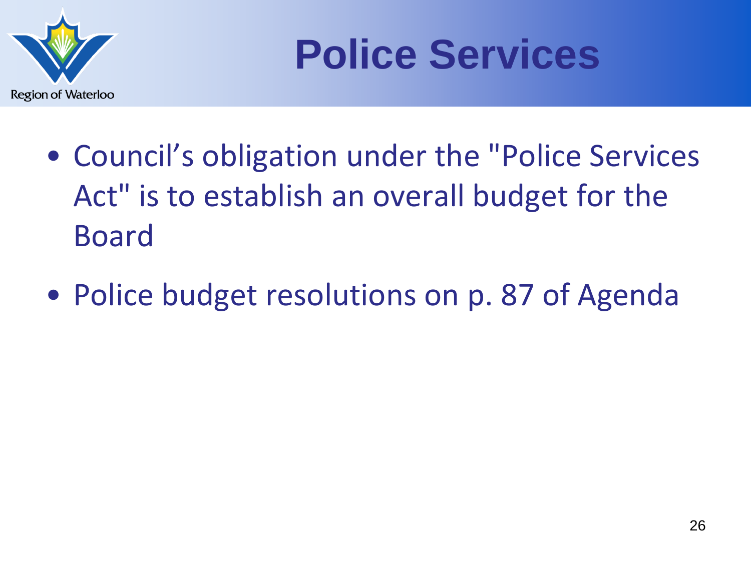# Police Services

- Council's obligation under the "Police Services Act" is to establish an overall budget for the Board
- Police budget resolutions on p. 87 of Agenda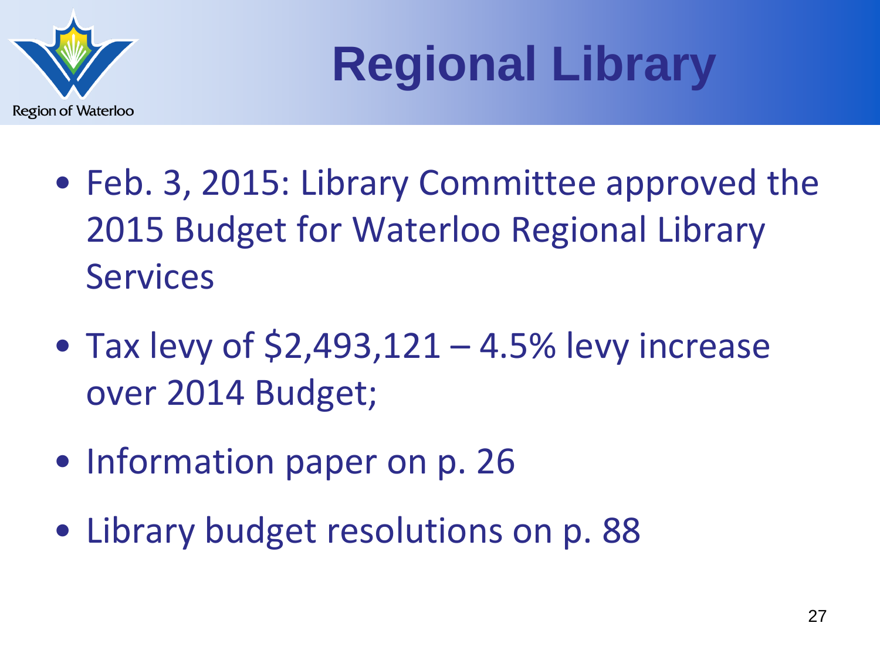# Regional Library

- Feb. 3, 2015: Library Committee approved the 2015 Budget for Waterloo Regional Library Services
- Tax levy of $2,493,121 – 4.5% levy increase over 2014 Budget;
- Information paper on p. 26
- Library budget resolutions on p. 88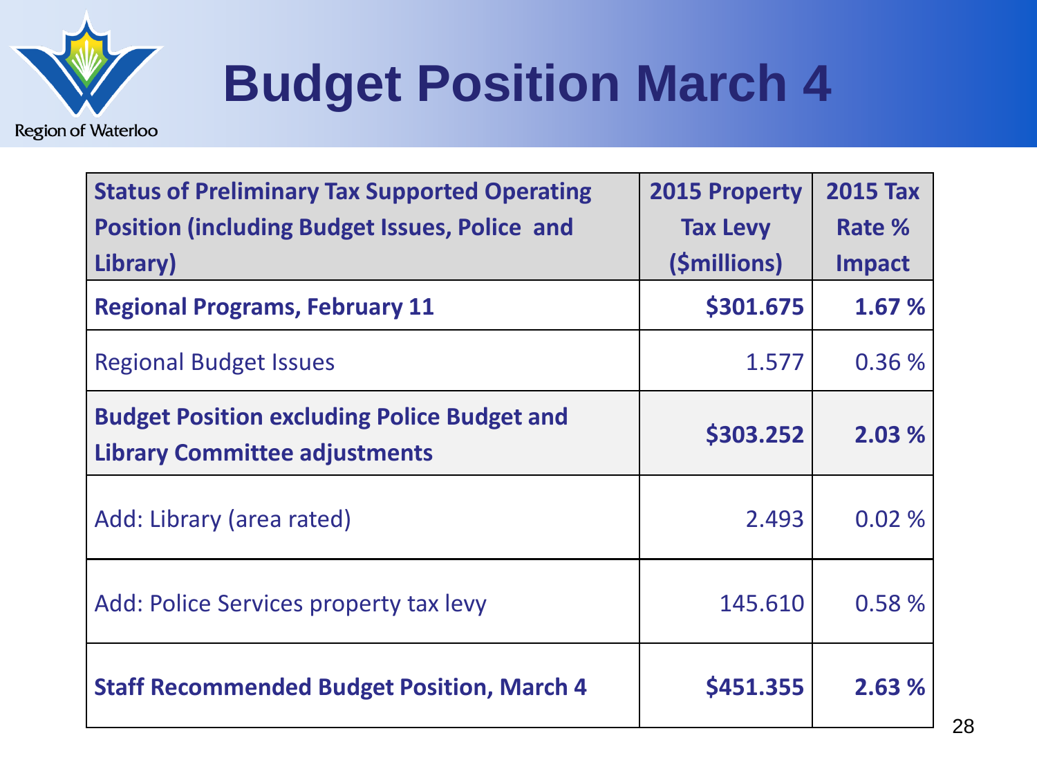# Budget Position March 4

| Status of Preliminary Tax Supported Operating Position (including Budget Issues, Police and Library) | 2015 Property Tax Levy ($millions) | 2015 Tax Rate % Impact |
|---|---|---|
| **Regional Programs, February 11** | **$301.675** | **1.67 %** |
| Regional Budget Issues | 1.577 | 0.36 % |
| **Budget Position excluding Police Budget and Library Committee adjustments** | **$303.252** | **2.03 %** |
| Add: Library (area rated) | 2.493 | 0.02 % |
| Add: Police Services property tax levy | 145.610 | 0.58 % |
| **Staff Recommended Budget Position, March 4** | **$451.355** | **2.63 %** |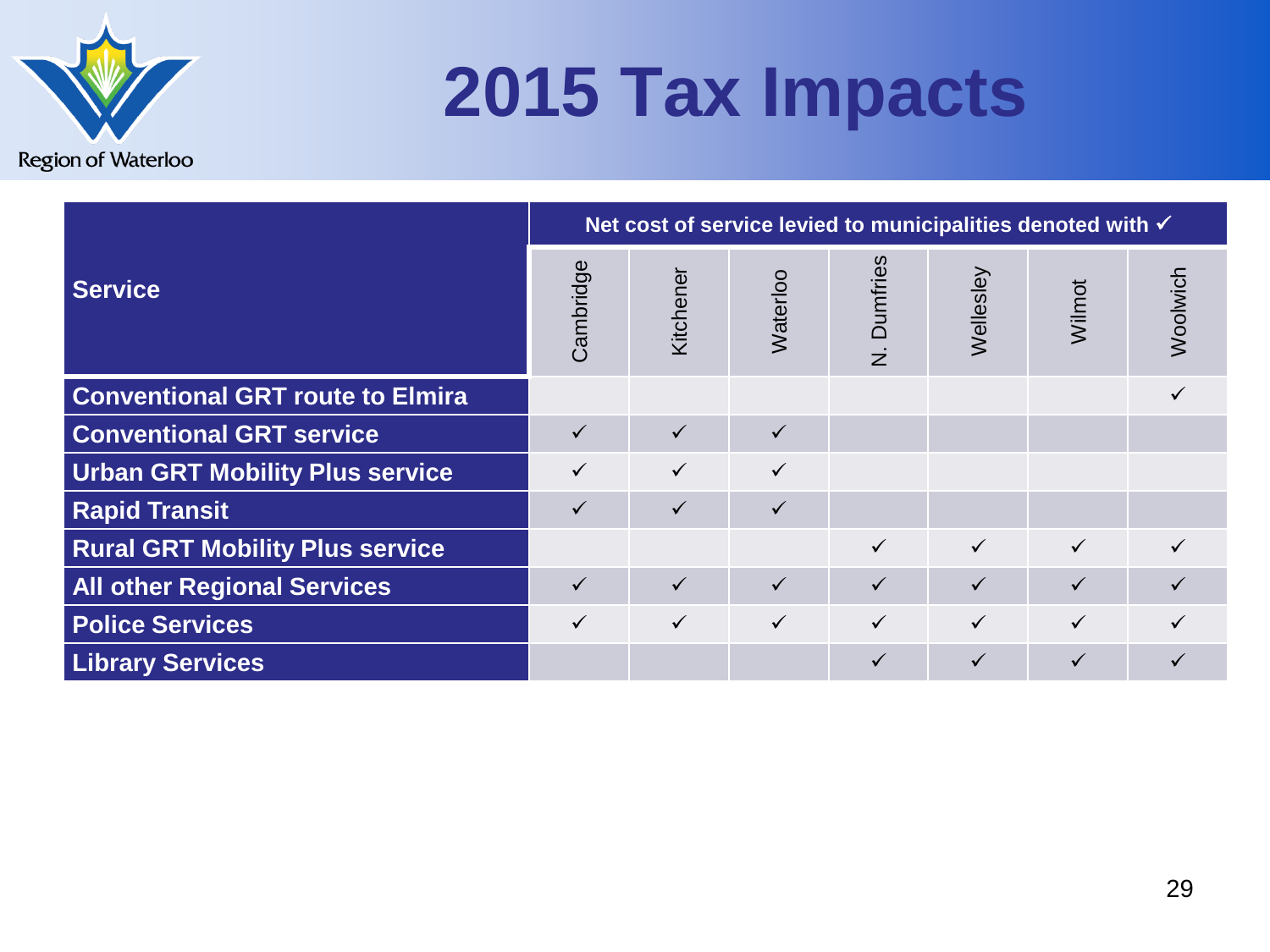# 2015 Tax Impacts

| Service | Net cost of service levied to municipalities denoted with ✓ | | | | | | |
|---|---|---|---|---|---|---|---|
| | Cambridge | Kitchener | Waterloo | N. Dumfries | Wellesley | Wilmot | Woolwich |
| **Conventional GRT route to Elmira** | | | | | | | ✓ |
| **Conventional GRT service** | ✓ | ✓ | ✓ | | | | |
| **Urban GRT Mobility Plus service** | ✓ | ✓ | ✓ | | | | |
| **Rapid Transit** | ✓ | ✓ | ✓ | | | | |
| **Rural GRT Mobility Plus service** | | | | ✓ | ✓ | ✓ | ✓ |
| **All other Regional Services** | ✓ | ✓ | ✓ | ✓ | ✓ | ✓ | ✓ |
| **Police Services** | ✓ | ✓ | ✓ | ✓ | ✓ | ✓ | ✓ |
| **Library Services** | | | | ✓ | ✓ | ✓ | ✓ |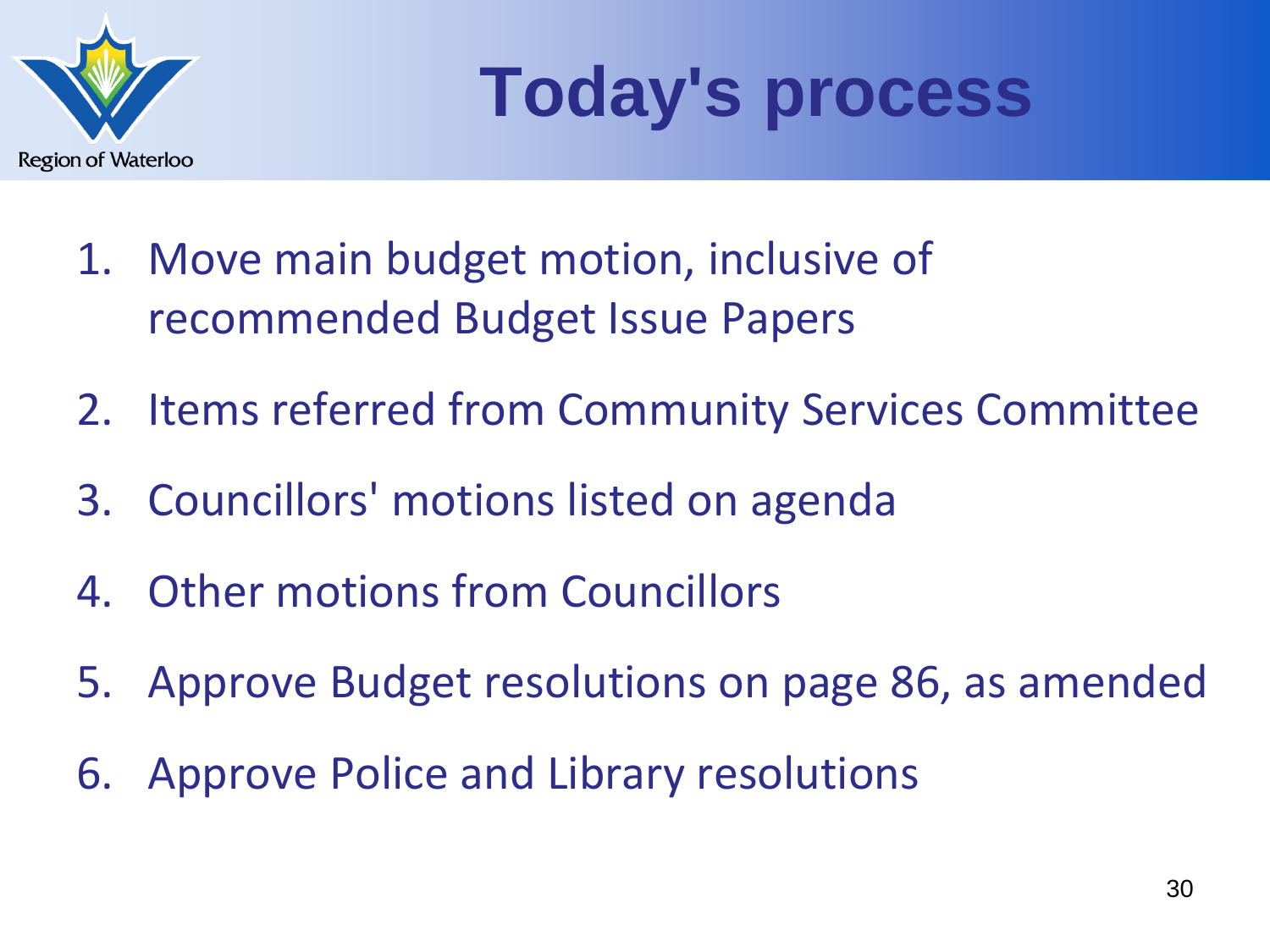# Today's process

1. Move main budget motion, inclusive of recommended Budget Issue Papers
2. Items referred from Community Services Committee
3. Councillors' motions listed on agenda
4. Other motions from Councillors
5. Approve Budget resolutions on page 86, as amended
6. Approve Police and Library resolutions